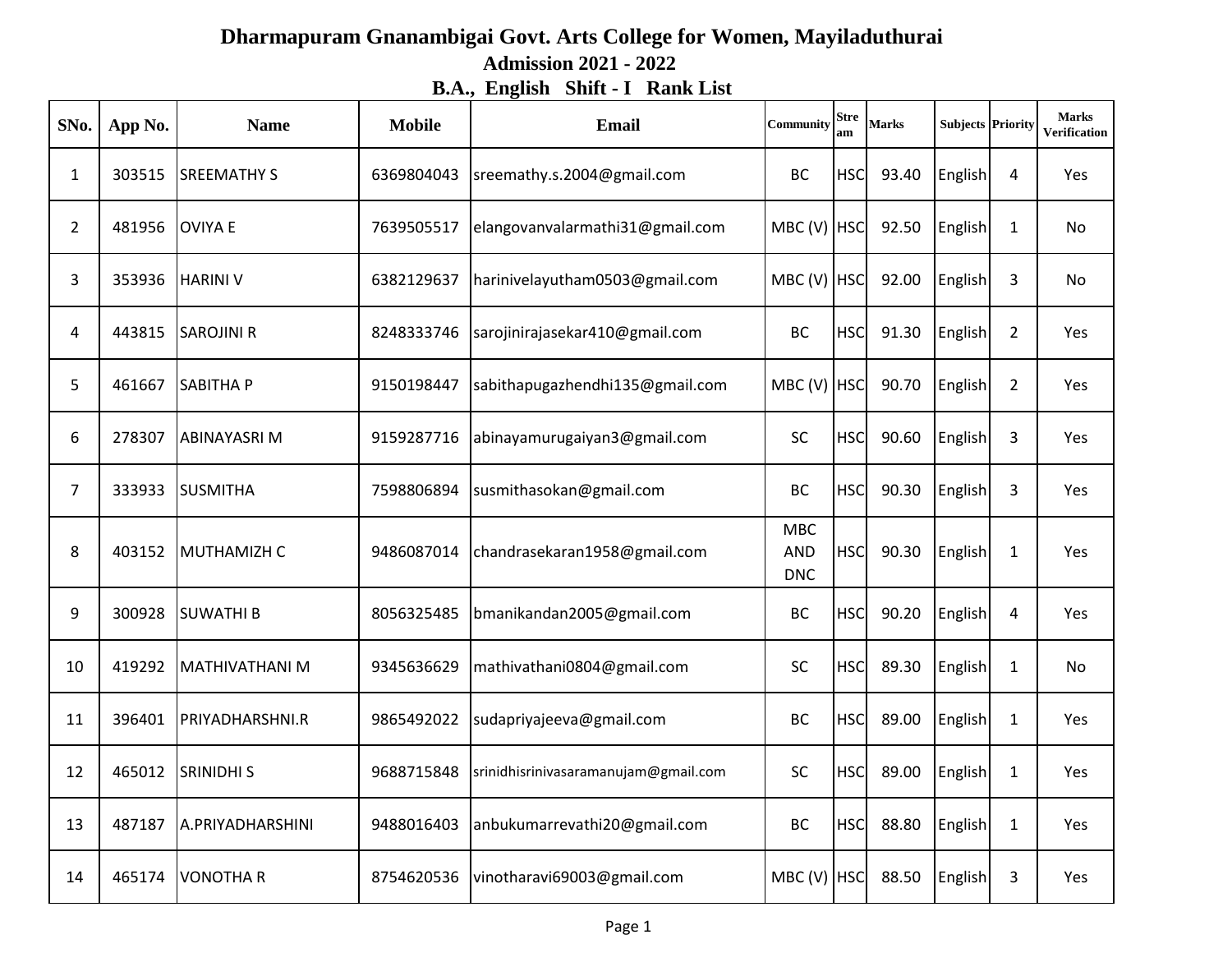# Dharmapuram Gnanambigai Govt. Arts College for Women, Mayiladuthurai

## Admission 2021 - 2022

## B.A., English Shift - I Rank List

| SNo. | App No. | Name | Mobile | Email | Community | Stream | Marks | Subjects | Priority | Marks Verification |
|---|---|---|---|---|---|---|---|---|---|---|
| 1 | 303515 | SREEMATHY S | 6369804043 | sreemathy.s.2004@gmail.com | BC | HSC | 93.40 | English | 4 | Yes |
| 2 | 481956 | OVIYA E | 7639505517 | elangovanvalarmathi31@gmail.com | MBC (V) | HSC | 92.50 | English | 1 | No |
| 3 | 353936 | HARINI V | 6382129637 | harinivelayutham0503@gmail.com | MBC (V) | HSC | 92.00 | English | 3 | No |
| 4 | 443815 | SAROJINI R | 8248333746 | sarojinirajasekar410@gmail.com | BC | HSC | 91.30 | English | 2 | Yes |
| 5 | 461667 | SABITHA P | 9150198447 | sabithapugazhendhi135@gmail.com | MBC (V) | HSC | 90.70 | English | 2 | Yes |
| 6 | 278307 | ABINAYASRI M | 9159287716 | abinayamurugaiyan3@gmail.com | SC | HSC | 90.60 | English | 3 | Yes |
| 7 | 333933 | SUSMITHA | 7598806894 | susmithasokan@gmail.com | BC | HSC | 90.30 | English | 3 | Yes |
| 8 | 403152 | MUTHAMIZH C | 9486087014 | chandrasekaran1958@gmail.com | MBC AND DNC | HSC | 90.30 | English | 1 | Yes |
| 9 | 300928 | SUWATHI B | 8056325485 | bmanikandan2005@gmail.com | BC | HSC | 90.20 | English | 4 | Yes |
| 10 | 419292 | MATHIVATHANI M | 9345636629 | mathivathani0804@gmail.com | SC | HSC | 89.30 | English | 1 | No |
| 11 | 396401 | PRIYADHARSHNI.R | 9865492022 | sudapriyajeeva@gmail.com | BC | HSC | 89.00 | English | 1 | Yes |
| 12 | 465012 | SRINIDHI S | 9688715848 | srinidhisrinivasaramanujam@gmail.com | SC | HSC | 89.00 | English | 1 | Yes |
| 13 | 487187 | A.PRIYADHARSHINI | 9488016403 | anbukumarrevathi20@gmail.com | BC | HSC | 88.80 | English | 1 | Yes |
| 14 | 465174 | VONOTHA R | 8754620536 | vinotharavi69003@gmail.com | MBC (V) | HSC | 88.50 | English | 3 | Yes |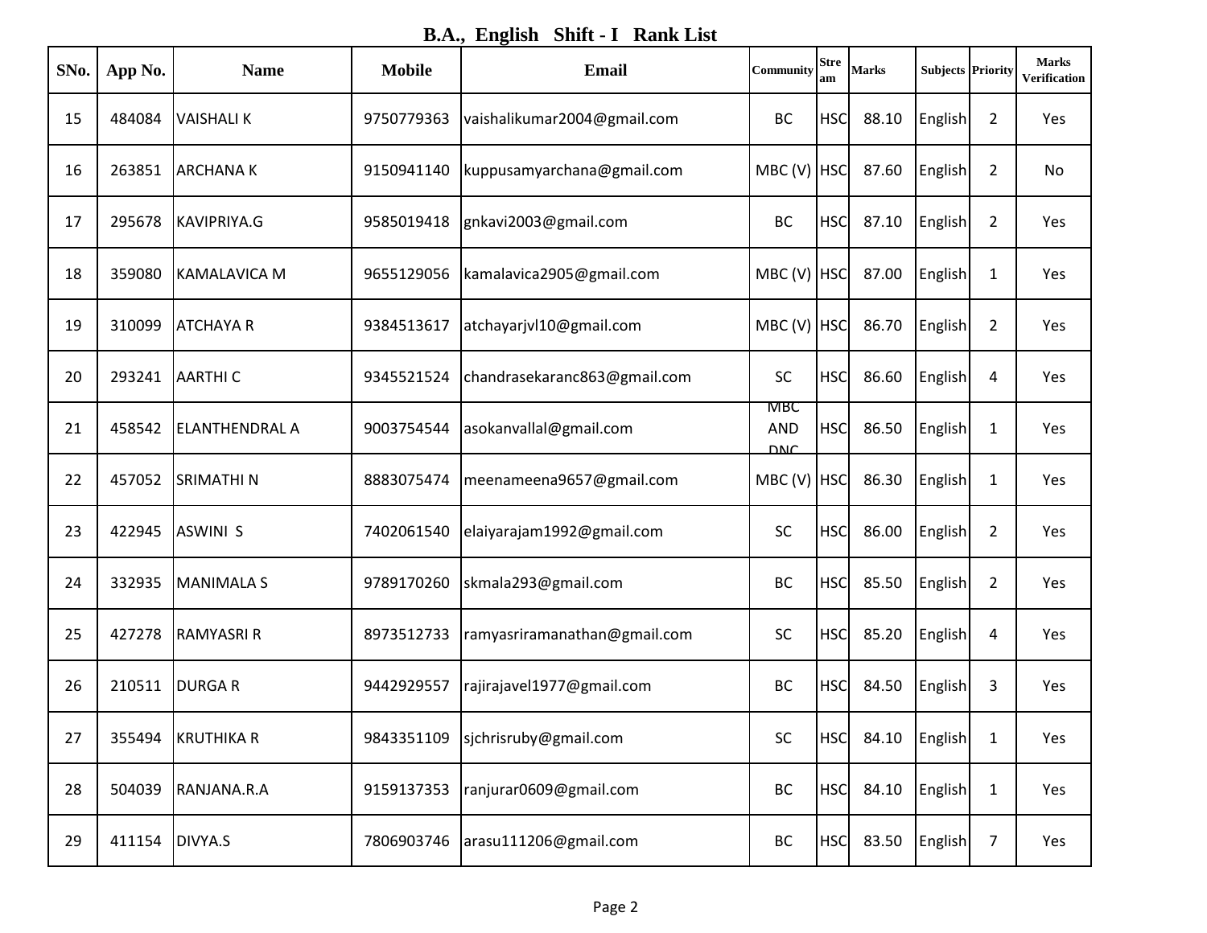## B.A., English Shift - I Rank List

| SNo. | App No. | Name | Mobile | Email | Community | Stream | Marks | Subjects | Priority | Marks Verification |
|---|---|---|---|---|---|---|---|---|---|---|
| 15 | 484084 | VAISHALI K | 9750779363 | vaishalikumar2004@gmail.com | BC | HSC | 88.10 | English | 2 | Yes |
| 16 | 263851 | ARCHANA K | 9150941140 | kuppusamyarchana@gmail.com | MBC (V) | HSC | 87.60 | English | 2 | No |
| 17 | 295678 | KAVIPRIYA.G | 9585019418 | gnkavi2003@gmail.com | BC | HSC | 87.10 | English | 2 | Yes |
| 18 | 359080 | KAMALAVICA M | 9655129056 | kamalavica2905@gmail.com | MBC (V) | HSC | 87.00 | English | 1 | Yes |
| 19 | 310099 | ATCHAYA R | 9384513617 | atchayarjvl10@gmail.com | MBC (V) | HSC | 86.70 | English | 2 | Yes |
| 20 | 293241 | AARTHI C | 9345521524 | chandrasekaranc863@gmail.com | SC | HSC | 86.60 | English | 4 | Yes |
| 21 | 458542 | ELANTHENDRAL A | 9003754544 | asokanvallal@gmail.com | MBC AND DNC | HSC | 86.50 | English | 1 | Yes |
| 22 | 457052 | SRIMATHI N | 8883075474 | meenameena9657@gmail.com | MBC (V) | HSC | 86.30 | English | 1 | Yes |
| 23 | 422945 | ASWINI S | 7402061540 | elaiyarajam1992@gmail.com | SC | HSC | 86.00 | English | 2 | Yes |
| 24 | 332935 | MANIMALA S | 9789170260 | skmala293@gmail.com | BC | HSC | 85.50 | English | 2 | Yes |
| 25 | 427278 | RAMYASRI R | 8973512733 | ramyasriramanathan@gmail.com | SC | HSC | 85.20 | English | 4 | Yes |
| 26 | 210511 | DURGA R | 9442929557 | rajirajavel1977@gmail.com | BC | HSC | 84.50 | English | 3 | Yes |
| 27 | 355494 | KRUTHIKA R | 9843351109 | sjchrisruby@gmail.com | SC | HSC | 84.10 | English | 1 | Yes |
| 28 | 504039 | RANJANA.R.A | 9159137353 | ranjurar0609@gmail.com | BC | HSC | 84.10 | English | 1 | Yes |
| 29 | 411154 | DIVYA.S | 7806903746 | arasu111206@gmail.com | BC | HSC | 83.50 | English | 7 | Yes |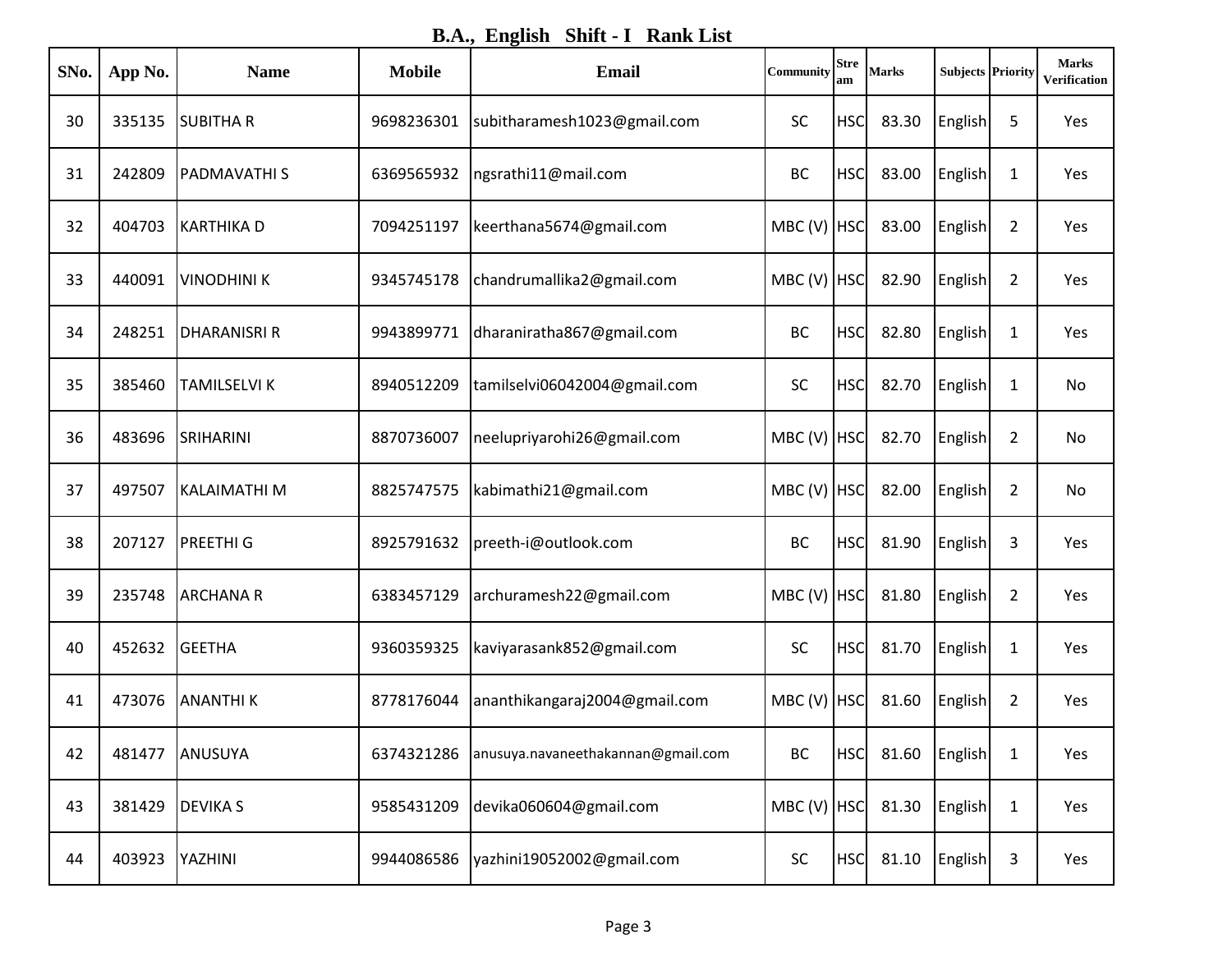# B.A., English Shift - I Rank List

| SNo. | App No. | Name | Mobile | Email | Community | Stream | Marks | Subjects | Priority | Marks Verification |
|---|---|---|---|---|---|---|---|---|---|---|
| 30 | 335135 | SUBITHA R | 9698236301 | subitharamesh1023@gmail.com | SC | HSC | 83.30 | English | 5 | Yes |
| 31 | 242809 | PADMAVATHI S | 6369565932 | ngsrathi11@mail.com | BC | HSC | 83.00 | English | 1 | Yes |
| 32 | 404703 | KARTHIKA D | 7094251197 | keerthana5674@gmail.com | MBC (V) | HSC | 83.00 | English | 2 | Yes |
| 33 | 440091 | VINODHINI K | 9345745178 | chandrumallika2@gmail.com | MBC (V) | HSC | 82.90 | English | 2 | Yes |
| 34 | 248251 | DHARANISRI R | 9943899771 | dharaniratha867@gmail.com | BC | HSC | 82.80 | English | 1 | Yes |
| 35 | 385460 | TAMILSELVI K | 8940512209 | tamilselvi06042004@gmail.com | SC | HSC | 82.70 | English | 1 | No |
| 36 | 483696 | SRIHARINI | 8870736007 | neelupriyarohi26@gmail.com | MBC (V) | HSC | 82.70 | English | 2 | No |
| 37 | 497507 | KALAIMATHI M | 8825747575 | kabimathi21@gmail.com | MBC (V) | HSC | 82.00 | English | 2 | No |
| 38 | 207127 | PREETHI G | 8925791632 | preeth-i@outlook.com | BC | HSC | 81.90 | English | 3 | Yes |
| 39 | 235748 | ARCHANA R | 6383457129 | archuramesh22@gmail.com | MBC (V) | HSC | 81.80 | English | 2 | Yes |
| 40 | 452632 | GEETHA | 9360359325 | kaviyarasank852@gmail.com | SC | HSC | 81.70 | English | 1 | Yes |
| 41 | 473076 | ANANTHI K | 8778176044 | ananthikangaraj2004@gmail.com | MBC (V) | HSC | 81.60 | English | 2 | Yes |
| 42 | 481477 | ANUSUYA | 6374321286 | anusuya.navaneethakannan@gmail.com | BC | HSC | 81.60 | English | 1 | Yes |
| 43 | 381429 | DEVIKA S | 9585431209 | devika060604@gmail.com | MBC (V) | HSC | 81.30 | English | 1 | Yes |
| 44 | 403923 | YAZHINI | 9944086586 | yazhini19052002@gmail.com | SC | HSC | 81.10 | English | 3 | Yes |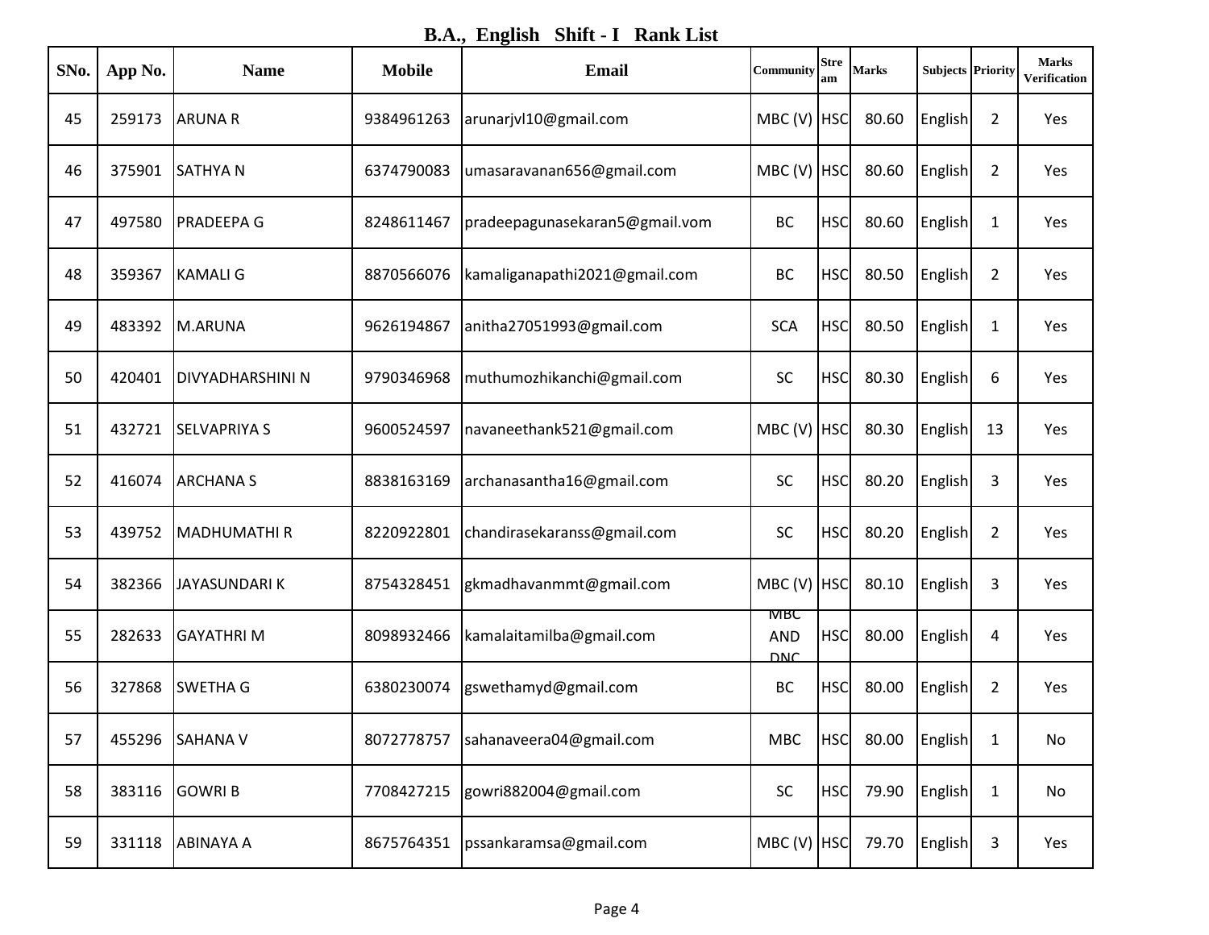# B.A., English Shift - I Rank List

| SNo. | App No. | Name | Mobile | Email | Community | Stream | Marks | Subjects | Priority | Marks Verification |
|---|---|---|---|---|---|---|---|---|---|---|
| 45 | 259173 | ARUNA R | 9384961263 | arunarjvl10@gmail.com | MBC (V) | HSC | 80.60 | English | 2 | Yes |
| 46 | 375901 | SATHYA N | 6374790083 | umasaravanan656@gmail.com | MBC (V) | HSC | 80.60 | English | 2 | Yes |
| 47 | 497580 | PRADEEPA G | 8248611467 | pradeepagunasekaran5@gmail.vom | BC | HSC | 80.60 | English | 1 | Yes |
| 48 | 359367 | KAMALI G | 8870566076 | kamaliganapathi2021@gmail.com | BC | HSC | 80.50 | English | 2 | Yes |
| 49 | 483392 | M.ARUNA | 9626194867 | anitha27051993@gmail.com | SCA | HSC | 80.50 | English | 1 | Yes |
| 50 | 420401 | DIVYADHARSHINI N | 9790346968 | muthumozhikanchi@gmail.com | SC | HSC | 80.30 | English | 6 | Yes |
| 51 | 432721 | SELVAPRIYA S | 9600524597 | navaneethank521@gmail.com | MBC (V) | HSC | 80.30 | English | 13 | Yes |
| 52 | 416074 | ARCHANA S | 8838163169 | archanasantha16@gmail.com | SC | HSC | 80.20 | English | 3 | Yes |
| 53 | 439752 | MADHUMATHI R | 8220922801 | chandirasekaranss@gmail.com | SC | HSC | 80.20 | English | 2 | Yes |
| 54 | 382366 | JAYASUNDARI K | 8754328451 | gkmadhavanmmt@gmail.com | MBC (V) | HSC | 80.10 | English | 3 | Yes |
| 55 | 282633 | GAYATHRI M | 8098932466 | kamalaitamilba@gmail.com | MBC AND DNC | HSC | 80.00 | English | 4 | Yes |
| 56 | 327868 | SWETHA G | 6380230074 | gswethamyd@gmail.com | BC | HSC | 80.00 | English | 2 | Yes |
| 57 | 455296 | SAHANA V | 8072778757 | sahanaveera04@gmail.com | MBC | HSC | 80.00 | English | 1 | No |
| 58 | 383116 | GOWRI B | 7708427215 | gowri882004@gmail.com | SC | HSC | 79.90 | English | 1 | No |
| 59 | 331118 | ABINAYA A | 8675764351 | pssankaramsa@gmail.com | MBC (V) | HSC | 79.70 | English | 3 | Yes |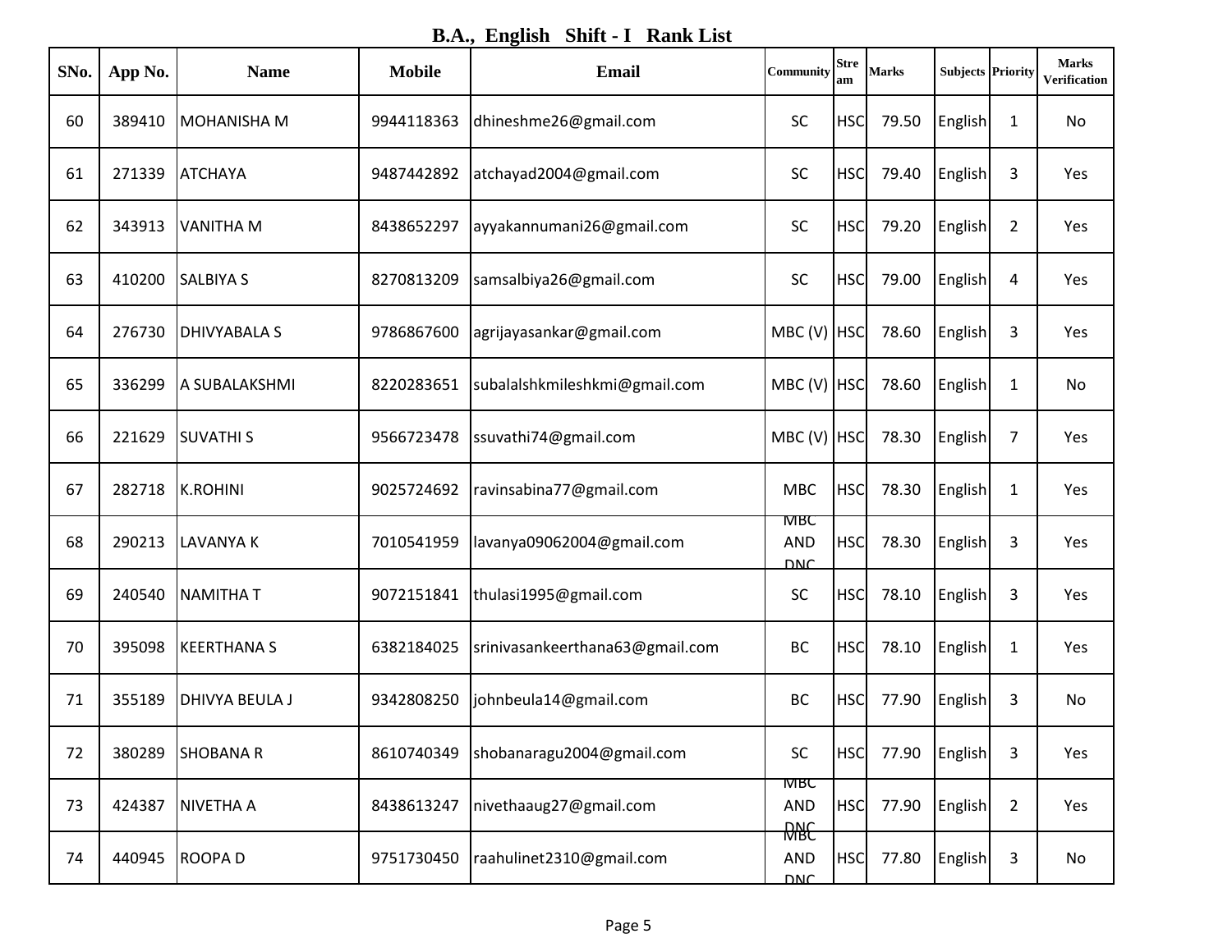## B.A., English Shift - I Rank List

| SNo. | App No. | Name | Mobile | Email | Community | Stream | Marks | Subjects | Priority | Marks Verification |
|---|---|---|---|---|---|---|---|---|---|---|
| 60 | 389410 | MOHANISHA M | 9944118363 | dhineshme26@gmail.com | SC | HSC | 79.50 | English | 1 | No |
| 61 | 271339 | ATCHAYA | 9487442892 | atchayad2004@gmail.com | SC | HSC | 79.40 | English | 3 | Yes |
| 62 | 343913 | VANITHA M | 8438652297 | ayyakannumani26@gmail.com | SC | HSC | 79.20 | English | 2 | Yes |
| 63 | 410200 | SALBIYA S | 8270813209 | samsalbiya26@gmail.com | SC | HSC | 79.00 | English | 4 | Yes |
| 64 | 276730 | DHIVYABALA S | 9786867600 | agrijayasankar@gmail.com | MBC (V) | HSC | 78.60 | English | 3 | Yes |
| 65 | 336299 | A SUBALAKSHMI | 8220283651 | subalalshkmileshkmi@gmail.com | MBC (V) | HSC | 78.60 | English | 1 | No |
| 66 | 221629 | SUVATHI S | 9566723478 | ssuvathi74@gmail.com | MBC (V) | HSC | 78.30 | English | 7 | Yes |
| 67 | 282718 | K.ROHINI | 9025724692 | ravinsabina77@gmail.com | MBC | HSC | 78.30 | English | 1 | Yes |
| 68 | 290213 | LAVANYA K | 7010541959 | lavanya09062004@gmail.com | MBC AND DNC | HSC | 78.30 | English | 3 | Yes |
| 69 | 240540 | NAMITHA T | 9072151841 | thulasi1995@gmail.com | SC | HSC | 78.10 | English | 3 | Yes |
| 70 | 395098 | KEERTHANA S | 6382184025 | srinivasankeerthana63@gmail.com | BC | HSC | 78.10 | English | 1 | Yes |
| 71 | 355189 | DHIVYA BEULA J | 9342808250 | johnbeula14@gmail.com | BC | HSC | 77.90 | English | 3 | No |
| 72 | 380289 | SHOBANA R | 8610740349 | shobanaragu2004@gmail.com | SC | HSC | 77.90 | English | 3 | Yes |
| 73 | 424387 | NIVETHA A | 8438613247 | nivethaaug27@gmail.com | MBC AND DNC | HSC | 77.90 | English | 2 | Yes |
| 74 | 440945 | ROOPA D | 9751730450 | raahulinet2310@gmail.com | MBC AND DNC | HSC | 77.80 | English | 3 | No |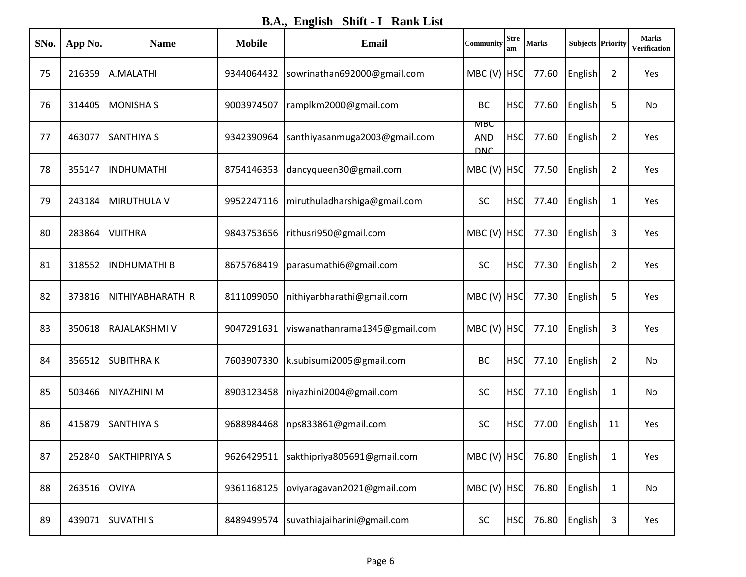**B.A., English Shift - I Rank List**

| SNo. | App No. | Name | Mobile | Email | Community | Stream | Marks | Subjects | Priority | Marks Verification |
|---|---|---|---|---|---|---|---|---|---|---|
| 75 | 216359 | A.MALATHI | 9344064432 | sowrinathan692000@gmail.com | MBC (V) | HSC | 77.60 | English | 2 | Yes |
| 76 | 314405 | MONISHA S | 9003974507 | ramplkm2000@gmail.com | BC | HSC | 77.60 | English | 5 | No |
| 77 | 463077 | SANTHIYA S | 9342390964 | santhiyasanmuga2003@gmail.com | MBC AND DNC | HSC | 77.60 | English | 2 | Yes |
| 78 | 355147 | INDHUMATHI | 8754146353 | dancyqueen30@gmail.com | MBC (V) | HSC | 77.50 | English | 2 | Yes |
| 79 | 243184 | MIRUTHULA V | 9952247116 | miruthuladharshiga@gmail.com | SC | HSC | 77.40 | English | 1 | Yes |
| 80 | 283864 | VIJITHRA | 9843753656 | rithusri950@gmail.com | MBC (V) | HSC | 77.30 | English | 3 | Yes |
| 81 | 318552 | INDHUMATHI B | 8675768419 | parasumathi6@gmail.com | SC | HSC | 77.30 | English | 2 | Yes |
| 82 | 373816 | NITHIYABHARATHI R | 8111099050 | nithiyarbharathi@gmail.com | MBC (V) | HSC | 77.30 | English | 5 | Yes |
| 83 | 350618 | RAJALAKSHMI V | 9047291631 | viswanathanrama1345@gmail.com | MBC (V) | HSC | 77.10 | English | 3 | Yes |
| 84 | 356512 | SUBITHRA K | 7603907330 | k.subisumi2005@gmail.com | BC | HSC | 77.10 | English | 2 | No |
| 85 | 503466 | NIYAZHINI M | 8903123458 | niyazhini2004@gmail.com | SC | HSC | 77.10 | English | 1 | No |
| 86 | 415879 | SANTHIYA S | 9688984468 | nps833861@gmail.com | SC | HSC | 77.00 | English | 11 | Yes |
| 87 | 252840 | SAKTHIPRIYA S | 9626429511 | sakthipriya805691@gmail.com | MBC (V) | HSC | 76.80 | English | 1 | Yes |
| 88 | 263516 | OVIYA | 9361168125 | oviyaragavan2021@gmail.com | MBC (V) | HSC | 76.80 | English | 1 | No |
| 89 | 439071 | SUVATHI S | 8489499574 | suvathiajaiharini@gmail.com | SC | HSC | 76.80 | English | 3 | Yes |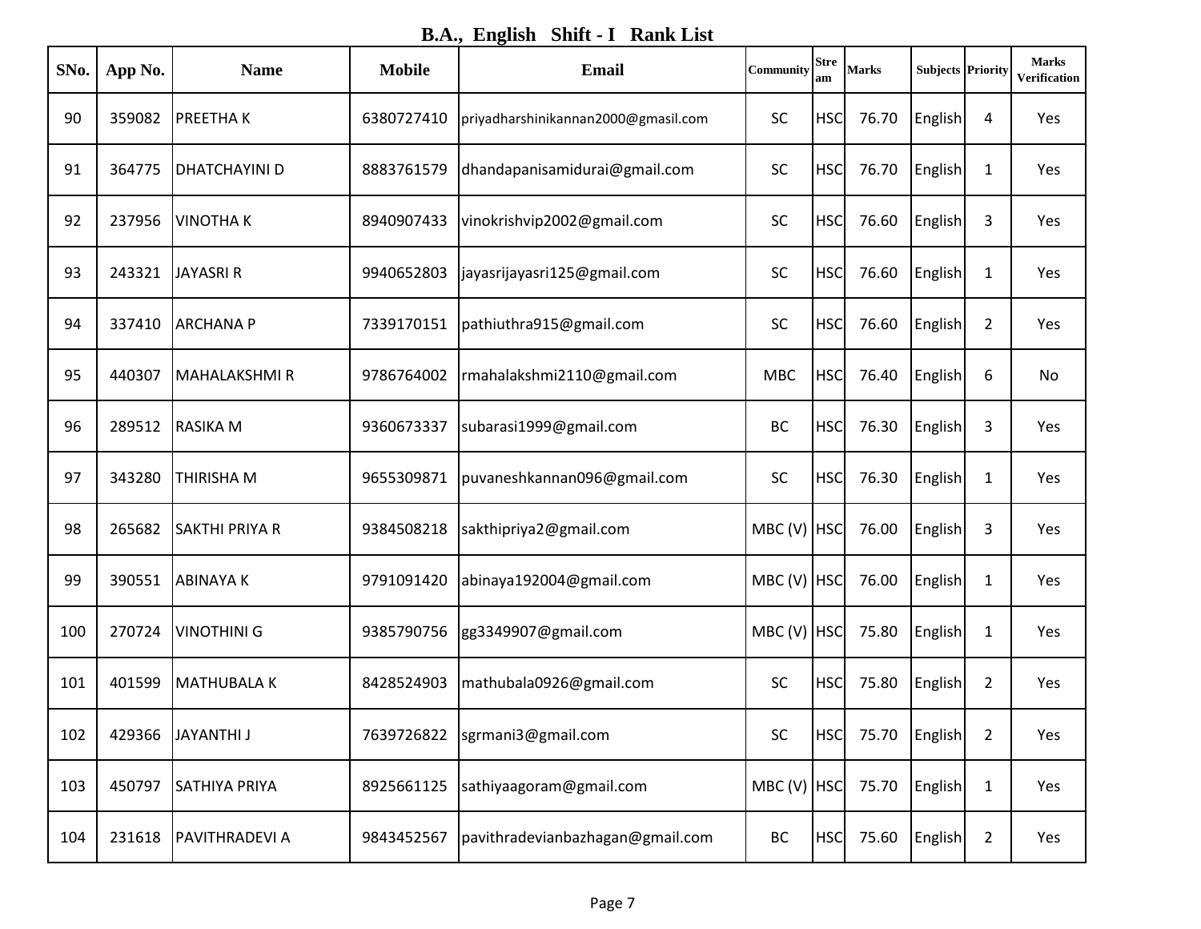# B.A., English Shift - I Rank List

| SNo. | App No. | Name | Mobile | Email | Community | Stream | Marks | Subjects | Priority | Marks Verification |
|---|---|---|---|---|---|---|---|---|---|---|
| 90 | 359082 | PREETHA K | 6380727410 | priyadharshinikannan2000@gmasil.com | SC | HSC | 76.70 | English | 4 | Yes |
| 91 | 364775 | DHATCHAYINI D | 8883761579 | dhandapanisamidurai@gmail.com | SC | HSC | 76.70 | English | 1 | Yes |
| 92 | 237956 | VINOTHA K | 8940907433 | vinokrishvip2002@gmail.com | SC | HSC | 76.60 | English | 3 | Yes |
| 93 | 243321 | JAYASRI R | 9940652803 | jayasrijayasri125@gmail.com | SC | HSC | 76.60 | English | 1 | Yes |
| 94 | 337410 | ARCHANA P | 7339170151 | pathiuthra915@gmail.com | SC | HSC | 76.60 | English | 2 | Yes |
| 95 | 440307 | MAHALAKSHMI R | 9786764002 | rmahalakshmi2110@gmail.com | MBC | HSC | 76.40 | English | 6 | No |
| 96 | 289512 | RASIKA M | 9360673337 | subarasi1999@gmail.com | BC | HSC | 76.30 | English | 3 | Yes |
| 97 | 343280 | THIRISHA M | 9655309871 | puvaneshkannan096@gmail.com | SC | HSC | 76.30 | English | 1 | Yes |
| 98 | 265682 | SAKTHI PRIYA R | 9384508218 | sakthipriya2@gmail.com | MBC (V) | HSC | 76.00 | English | 3 | Yes |
| 99 | 390551 | ABINAYA K | 9791091420 | abinaya192004@gmail.com | MBC (V) | HSC | 76.00 | English | 1 | Yes |
| 100 | 270724 | VINOTHINI G | 9385790756 | gg3349907@gmail.com | MBC (V) | HSC | 75.80 | English | 1 | Yes |
| 101 | 401599 | MATHUBALA K | 8428524903 | mathubala0926@gmail.com | SC | HSC | 75.80 | English | 2 | Yes |
| 102 | 429366 | JAYANTHI J | 7639726822 | sgrmani3@gmail.com | SC | HSC | 75.70 | English | 2 | Yes |
| 103 | 450797 | SATHIYA PRIYA | 8925661125 | sathiyaagoram@gmail.com | MBC (V) | HSC | 75.70 | English | 1 | Yes |
| 104 | 231618 | PAVITHRADEVI A | 9843452567 | pavithradevianbazhagan@gmail.com | BC | HSC | 75.60 | English | 2 | Yes |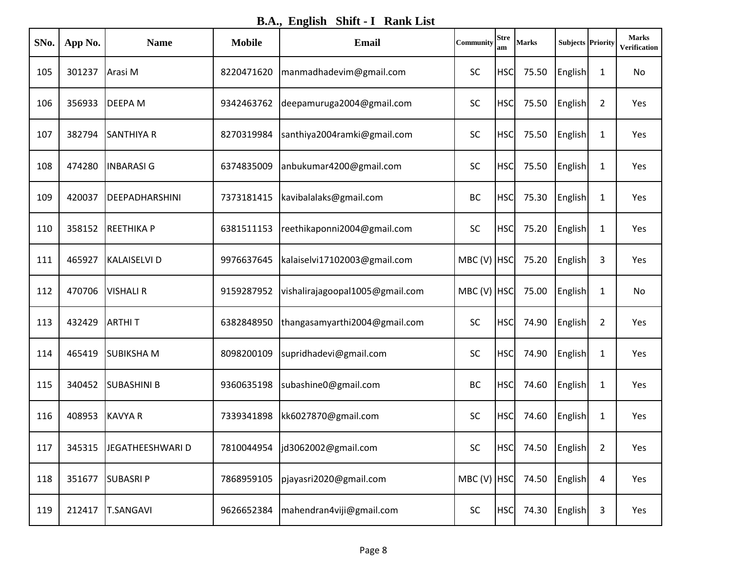# B.A., English Shift - I Rank List

| SNo. | App No. | Name | Mobile | Email | Community | Stream | Marks | Subjects | Priority | Marks Verification |
|---|---|---|---|---|---|---|---|---|---|---|
| 105 | 301237 | Arasi M | 8220471620 | manmadhadevim@gmail.com | SC | HSC | 75.50 | English | 1 | No |
| 106 | 356933 | DEEPA M | 9342463762 | deepamuruga2004@gmail.com | SC | HSC | 75.50 | English | 2 | Yes |
| 107 | 382794 | SANTHIYA R | 8270319984 | santhiya2004ramki@gmail.com | SC | HSC | 75.50 | English | 1 | Yes |
| 108 | 474280 | INBARASI G | 6374835009 | anbukumar4200@gmail.com | SC | HSC | 75.50 | English | 1 | Yes |
| 109 | 420037 | DEEPADHARSHINI | 7373181415 | kavibalalaks@gmail.com | BC | HSC | 75.30 | English | 1 | Yes |
| 110 | 358152 | REETHIKA P | 6381511153 | reethikaponni2004@gmail.com | SC | HSC | 75.20 | English | 1 | Yes |
| 111 | 465927 | KALAISELVI D | 9976637645 | kalaiselvi17102003@gmail.com | MBC (V) | HSC | 75.20 | English | 3 | Yes |
| 112 | 470706 | VISHALI R | 9159287952 | vishalirajagoopal1005@gmail.com | MBC (V) | HSC | 75.00 | English | 1 | No |
| 113 | 432429 | ARTHI T | 6382848950 | thangasamyarthi2004@gmail.com | SC | HSC | 74.90 | English | 2 | Yes |
| 114 | 465419 | SUBIKSHA M | 8098200109 | supridhadevi@gmail.com | SC | HSC | 74.90 | English | 1 | Yes |
| 115 | 340452 | SUBASHINI B | 9360635198 | subashine0@gmail.com | BC | HSC | 74.60 | English | 1 | Yes |
| 116 | 408953 | KAVYA R | 7339341898 | kk6027870@gmail.com | SC | HSC | 74.60 | English | 1 | Yes |
| 117 | 345315 | JEGATHEESHWARI D | 7810044954 | jd3062002@gmail.com | SC | HSC | 74.50 | English | 2 | Yes |
| 118 | 351677 | SUBASRI P | 7868959105 | pjayasri2020@gmail.com | MBC (V) | HSC | 74.50 | English | 4 | Yes |
| 119 | 212417 | T.SANGAVI | 9626652384 | mahendran4viji@gmail.com | SC | HSC | 74.30 | English | 3 | Yes |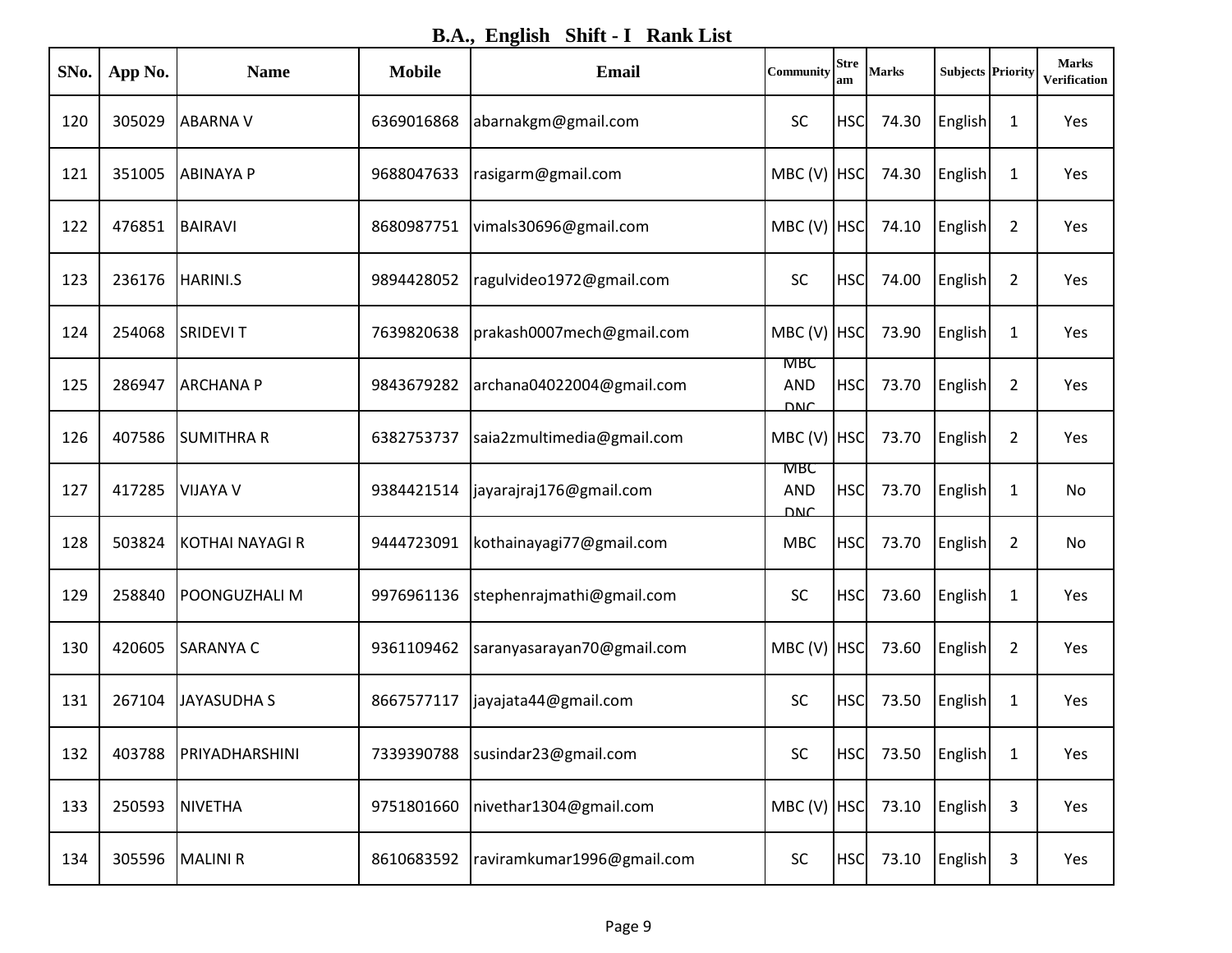# B.A., English Shift - I Rank List

| SNo. | App No. | Name | Mobile | Email | Community | Stream | Marks | Subjects | Priority | Marks Verification |
|---|---|---|---|---|---|---|---|---|---|---|
| 120 | 305029 | ABARNA V | 6369016868 | abarnakgm@gmail.com | SC | HSC | 74.30 | English | 1 | Yes |
| 121 | 351005 | ABINAYA P | 9688047633 | rasigarm@gmail.com | MBC (V) | HSC | 74.30 | English | 1 | Yes |
| 122 | 476851 | BAIRAVI | 8680987751 | vimals30696@gmail.com | MBC (V) | HSC | 74.10 | English | 2 | Yes |
| 123 | 236176 | HARINI.S | 9894428052 | ragulvideo1972@gmail.com | SC | HSC | 74.00 | English | 2 | Yes |
| 124 | 254068 | SRIDEVI T | 7639820638 | prakash0007mech@gmail.com | MBC (V) | HSC | 73.90 | English | 1 | Yes |
| 125 | 286947 | ARCHANA P | 9843679282 | archana04022004@gmail.com | MBC AND DNC | HSC | 73.70 | English | 2 | Yes |
| 126 | 407586 | SUMITHRA R | 6382753737 | saia2zmultimedia@gmail.com | MBC (V) | HSC | 73.70 | English | 2 | Yes |
| 127 | 417285 | VIJAYA V | 9384421514 | jayarajraj176@gmail.com | MBC AND DNC | HSC | 73.70 | English | 1 | No |
| 128 | 503824 | KOTHAI NAYAGI R | 9444723091 | kothainayagi77@gmail.com | MBC | HSC | 73.70 | English | 2 | No |
| 129 | 258840 | POONGUZHALI M | 9976961136 | stephenrajmathi@gmail.com | SC | HSC | 73.60 | English | 1 | Yes |
| 130 | 420605 | SARANYA C | 9361109462 | saranyasarayan70@gmail.com | MBC (V) | HSC | 73.60 | English | 2 | Yes |
| 131 | 267104 | JAYASUDHA S | 8667577117 | jayajata44@gmail.com | SC | HSC | 73.50 | English | 1 | Yes |
| 132 | 403788 | PRIYADHARSHINI | 7339390788 | susindar23@gmail.com | SC | HSC | 73.50 | English | 1 | Yes |
| 133 | 250593 | NIVETHA | 9751801660 | nivethar1304@gmail.com | MBC (V) | HSC | 73.10 | English | 3 | Yes |
| 134 | 305596 | MALINI R | 8610683592 | raviramkumar1996@gmail.com | SC | HSC | 73.10 | English | 3 | Yes |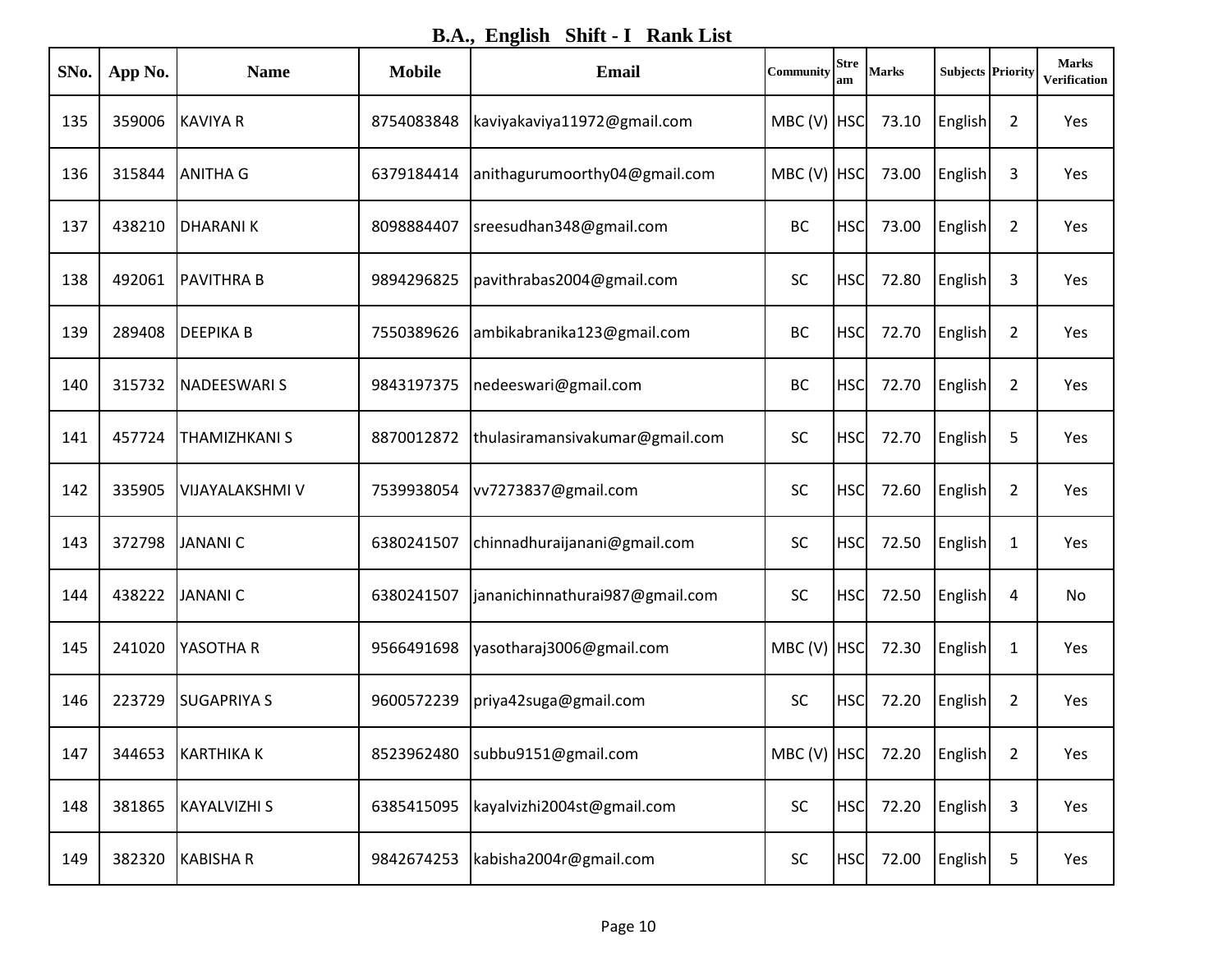# B.A., English Shift - I Rank List

| SNo. | App No. | Name | Mobile | Email | Community | Stream | Marks | Subjects | Priority | Marks Verification |
|---|---|---|---|---|---|---|---|---|---|---|
| 135 | 359006 | KAVIYA R | 8754083848 | kaviyakaviya11972@gmail.com | MBC (V) | HSC | 73.10 | English | 2 | Yes |
| 136 | 315844 | ANITHA G | 6379184414 | anithagurumoorthy04@gmail.com | MBC (V) | HSC | 73.00 | English | 3 | Yes |
| 137 | 438210 | DHARANI K | 8098884407 | sreesudhan348@gmail.com | BC | HSC | 73.00 | English | 2 | Yes |
| 138 | 492061 | PAVITHRA B | 9894296825 | pavithrabas2004@gmail.com | SC | HSC | 72.80 | English | 3 | Yes |
| 139 | 289408 | DEEPIKA B | 7550389626 | ambikabranika123@gmail.com | BC | HSC | 72.70 | English | 2 | Yes |
| 140 | 315732 | NADEESWARI S | 9843197375 | nedeeswari@gmail.com | BC | HSC | 72.70 | English | 2 | Yes |
| 141 | 457724 | THAMIZHKANI S | 8870012872 | thulasiramansivakumar@gmail.com | SC | HSC | 72.70 | English | 5 | Yes |
| 142 | 335905 | VIJAYALAKSHMI V | 7539938054 | vv7273837@gmail.com | SC | HSC | 72.60 | English | 2 | Yes |
| 143 | 372798 | JANANI C | 6380241507 | chinnadhuraijanani@gmail.com | SC | HSC | 72.50 | English | 1 | Yes |
| 144 | 438222 | JANANI C | 6380241507 | jananichinnathurai987@gmail.com | SC | HSC | 72.50 | English | 4 | No |
| 145 | 241020 | YASOTHA R | 9566491698 | yasotharaj3006@gmail.com | MBC (V) | HSC | 72.30 | English | 1 | Yes |
| 146 | 223729 | SUGAPRIYA S | 9600572239 | priya42suga@gmail.com | SC | HSC | 72.20 | English | 2 | Yes |
| 147 | 344653 | KARTHIKA K | 8523962480 | subbu9151@gmail.com | MBC (V) | HSC | 72.20 | English | 2 | Yes |
| 148 | 381865 | KAYALVIZHI S | 6385415095 | kayalvizhi2004st@gmail.com | SC | HSC | 72.20 | English | 3 | Yes |
| 149 | 382320 | KABISHA R | 9842674253 | kabisha2004r@gmail.com | SC | HSC | 72.00 | English | 5 | Yes |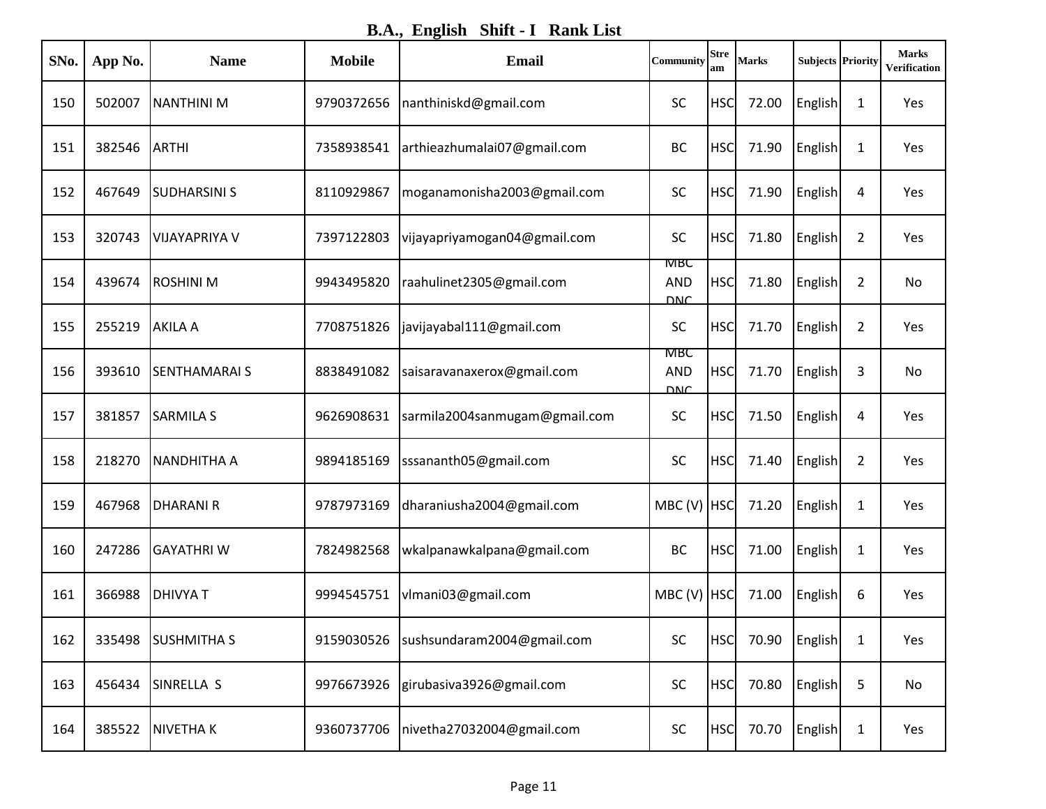# B.A., English Shift - I Rank List

| SNo. | App No. | Name | Mobile | Email | Community | Stream | Marks | Subjects | Priority | Marks Verification |
|---|---|---|---|---|---|---|---|---|---|---|
| 150 | 502007 | NANTHINI M | 9790372656 | nanthiniskd@gmail.com | SC | HSC | 72.00 | English | 1 | Yes |
| 151 | 382546 | ARTHI | 7358938541 | arthieazhumalai07@gmail.com | BC | HSC | 71.90 | English | 1 | Yes |
| 152 | 467649 | SUDHARSINI S | 8110929867 | moganamonisha2003@gmail.com | SC | HSC | 71.90 | English | 4 | Yes |
| 153 | 320743 | VIJAYAPRIYA V | 7397122803 | vijayapriyamogan04@gmail.com | SC | HSC | 71.80 | English | 2 | Yes |
| 154 | 439674 | ROSHINI M | 9943495820 | raahulinet2305@gmail.com | MBC AND DNC | HSC | 71.80 | English | 2 | No |
| 155 | 255219 | AKILA A | 7708751826 | javijayabal111@gmail.com | SC | HSC | 71.70 | English | 2 | Yes |
| 156 | 393610 | SENTHAMARAI S | 8838491082 | saisaravanaxerox@gmail.com | MBC AND DNC | HSC | 71.70 | English | 3 | No |
| 157 | 381857 | SARMILA S | 9626908631 | sarmila2004sanmugam@gmail.com | SC | HSC | 71.50 | English | 4 | Yes |
| 158 | 218270 | NANDHITHA A | 9894185169 | sssananth05@gmail.com | SC | HSC | 71.40 | English | 2 | Yes |
| 159 | 467968 | DHARANI R | 9787973169 | dharaniusha2004@gmail.com | MBC (V) | HSC | 71.20 | English | 1 | Yes |
| 160 | 247286 | GAYATHRI W | 7824982568 | wkalpanawkalpana@gmail.com | BC | HSC | 71.00 | English | 1 | Yes |
| 161 | 366988 | DHIVYA T | 9994545751 | vlmani03@gmail.com | MBC (V) | HSC | 71.00 | English | 6 | Yes |
| 162 | 335498 | SUSHMITHA S | 9159030526 | sushsundaram2004@gmail.com | SC | HSC | 70.90 | English | 1 | Yes |
| 163 | 456434 | SINRELLA S | 9976673926 | girubasiva3926@gmail.com | SC | HSC | 70.80 | English | 5 | No |
| 164 | 385522 | NIVETHA K | 9360737706 | nivetha27032004@gmail.com | SC | HSC | 70.70 | English | 1 | Yes |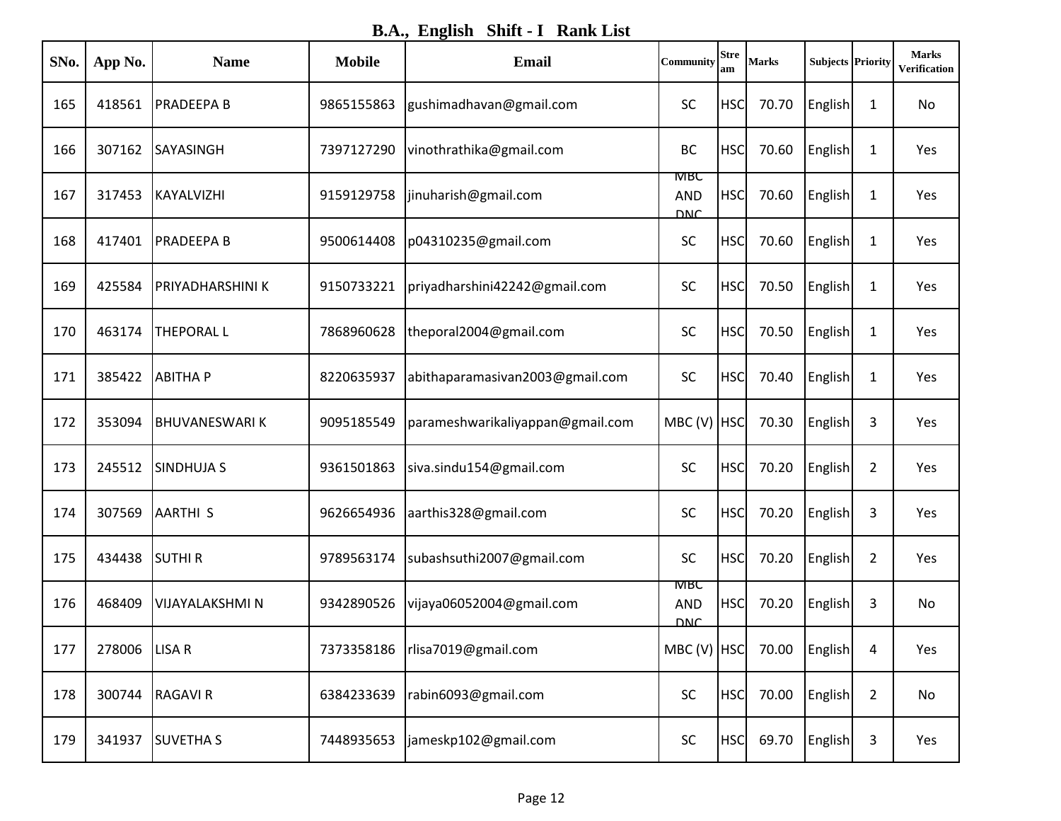## B.A., English Shift - I Rank List

| SNo. | App No. | Name | Mobile | Email | Community | Stream | Marks | Subjects | Priority | Marks Verification |
|---|---|---|---|---|---|---|---|---|---|---|
| 165 | 418561 | PRADEEPA B | 9865155863 | gushimadhavan@gmail.com | SC | HSC | 70.70 | English | 1 | No |
| 166 | 307162 | SAYASINGH | 7397127290 | vinothrathika@gmail.com | BC | HSC | 70.60 | English | 1 | Yes |
| 167 | 317453 | KAYALVIZHI | 9159129758 | jinuharish@gmail.com | MBC AND DNC | HSC | 70.60 | English | 1 | Yes |
| 168 | 417401 | PRADEEPA B | 9500614408 | p04310235@gmail.com | SC | HSC | 70.60 | English | 1 | Yes |
| 169 | 425584 | PRIYADHARSHINI K | 9150733221 | priyadharshini42242@gmail.com | SC | HSC | 70.50 | English | 1 | Yes |
| 170 | 463174 | THEPORAL L | 7868960628 | theporal2004@gmail.com | SC | HSC | 70.50 | English | 1 | Yes |
| 171 | 385422 | ABITHA P | 8220635937 | abithaparamasivan2003@gmail.com | SC | HSC | 70.40 | English | 1 | Yes |
| 172 | 353094 | BHUVANESWARI K | 9095185549 | parameshwarikaliyappan@gmail.com | MBC (V) | HSC | 70.30 | English | 3 | Yes |
| 173 | 245512 | SINDHUJA S | 9361501863 | siva.sindu154@gmail.com | SC | HSC | 70.20 | English | 2 | Yes |
| 174 | 307569 | AARTHI S | 9626654936 | aarthis328@gmail.com | SC | HSC | 70.20 | English | 3 | Yes |
| 175 | 434438 | SUTHI R | 9789563174 | subashsuthi2007@gmail.com | SC | HSC | 70.20 | English | 2 | Yes |
| 176 | 468409 | VIJAYALAKSHMI N | 9342890526 | vijaya06052004@gmail.com | MBC AND DNC | HSC | 70.20 | English | 3 | No |
| 177 | 278006 | LISA R | 7373358186 | rlisa7019@gmail.com | MBC (V) | HSC | 70.00 | English | 4 | Yes |
| 178 | 300744 | RAGAVI R | 6384233639 | rabin6093@gmail.com | SC | HSC | 70.00 | English | 2 | No |
| 179 | 341937 | SUVETHA S | 7448935653 | jameskp102@gmail.com | SC | HSC | 69.70 | English | 3 | Yes |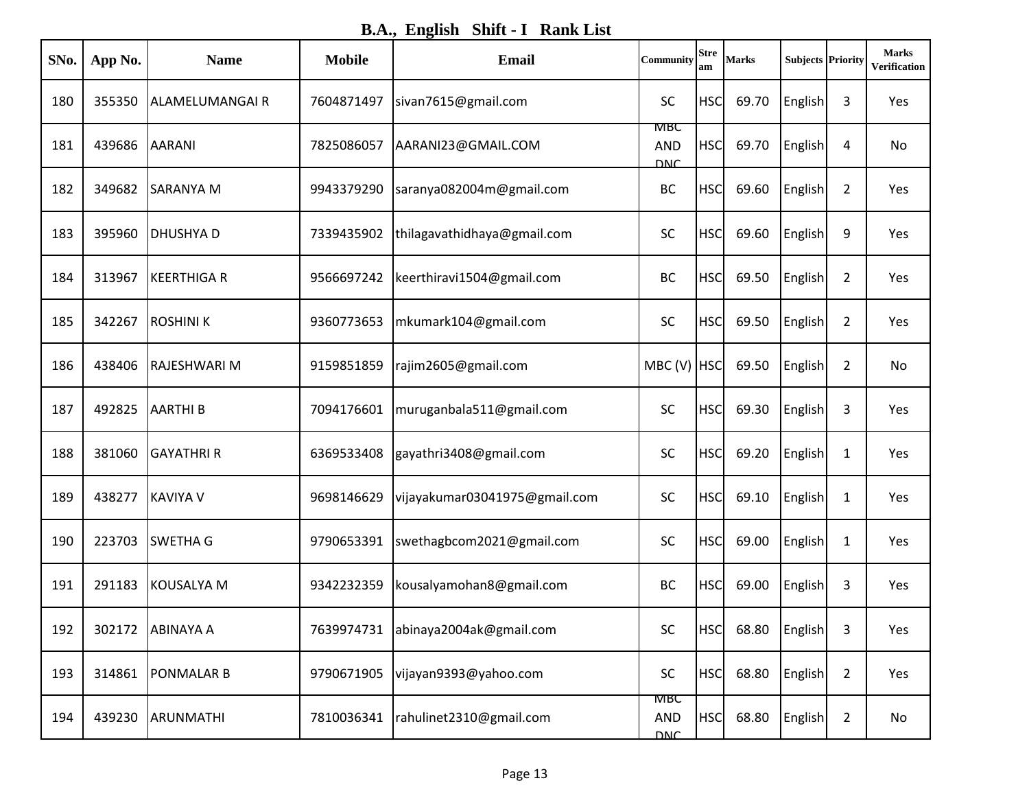## B.A., English Shift - I Rank List

| SNo. | App No. | Name | Mobile | Email | Community | Stream | Marks | Subjects | Priority | Marks Verification |
|---|---|---|---|---|---|---|---|---|---|---|
| 180 | 355350 | ALAMELUMANGAI R | 7604871497 | sivan7615@gmail.com | SC | HSC | 69.70 | English | 3 | Yes |
| 181 | 439686 | AARANI | 7825086057 | AARANI23@GMAIL.COM | MBC AND DNC | HSC | 69.70 | English | 4 | No |
| 182 | 349682 | SARANYA M | 9943379290 | saranya082004m@gmail.com | BC | HSC | 69.60 | English | 2 | Yes |
| 183 | 395960 | DHUSHYA D | 7339435902 | thilagavathidhaya@gmail.com | SC | HSC | 69.60 | English | 9 | Yes |
| 184 | 313967 | KEERTHIGA R | 9566697242 | keerthiravi1504@gmail.com | BC | HSC | 69.50 | English | 2 | Yes |
| 185 | 342267 | ROSHINI K | 9360773653 | mkumark104@gmail.com | SC | HSC | 69.50 | English | 2 | Yes |
| 186 | 438406 | RAJESHWARI M | 9159851859 | rajim2605@gmail.com | MBC (V) | HSC | 69.50 | English | 2 | No |
| 187 | 492825 | AARTHI B | 7094176601 | muruganbala511@gmail.com | SC | HSC | 69.30 | English | 3 | Yes |
| 188 | 381060 | GAYATHRI R | 6369533408 | gayathri3408@gmail.com | SC | HSC | 69.20 | English | 1 | Yes |
| 189 | 438277 | KAVIYA V | 9698146629 | vijayakumar03041975@gmail.com | SC | HSC | 69.10 | English | 1 | Yes |
| 190 | 223703 | SWETHA G | 9790653391 | swethagbcom2021@gmail.com | SC | HSC | 69.00 | English | 1 | Yes |
| 191 | 291183 | KOUSALYA M | 9342232359 | kousalyamohan8@gmail.com | BC | HSC | 69.00 | English | 3 | Yes |
| 192 | 302172 | ABINAYA A | 7639974731 | abinaya2004ak@gmail.com | SC | HSC | 68.80 | English | 3 | Yes |
| 193 | 314861 | PONMALAR B | 9790671905 | vijayan9393@yahoo.com | SC | HSC | 68.80 | English | 2 | Yes |
| 194 | 439230 | ARUNMATHI | 7810036341 | rahulinet2310@gmail.com | MBC AND DNC | HSC | 68.80 | English | 2 | No |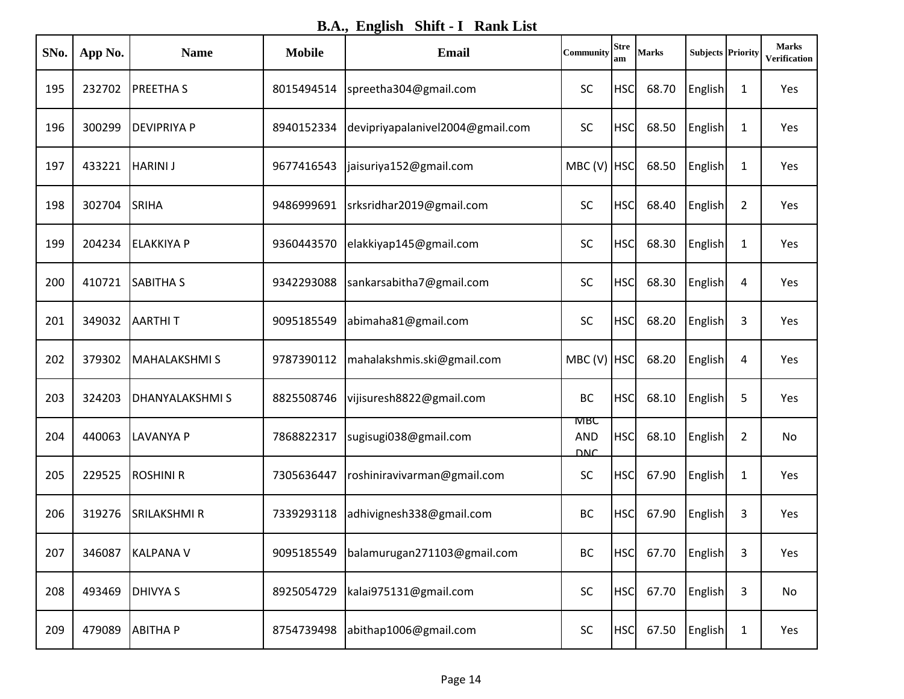# B.A., English Shift - I Rank List

| SNo. | App No. | Name | Mobile | Email | Community | Stream | Marks | Subjects | Priority | Marks Verification |
|---|---|---|---|---|---|---|---|---|---|---|
| 195 | 232702 | PREETHA S | 8015494514 | spreetha304@gmail.com | SC | HSC | 68.70 | English | 1 | Yes |
| 196 | 300299 | DEVIPRIYA P | 8940152334 | devipriyapalanivel2004@gmail.com | SC | HSC | 68.50 | English | 1 | Yes |
| 197 | 433221 | HARINI J | 9677416543 | jaisuriya152@gmail.com | MBC (V) | HSC | 68.50 | English | 1 | Yes |
| 198 | 302704 | SRIHA | 9486999691 | srksridhar2019@gmail.com | SC | HSC | 68.40 | English | 2 | Yes |
| 199 | 204234 | ELAKKIYA P | 9360443570 | elakkiyap145@gmail.com | SC | HSC | 68.30 | English | 1 | Yes |
| 200 | 410721 | SABITHA S | 9342293088 | sankarsabitha7@gmail.com | SC | HSC | 68.30 | English | 4 | Yes |
| 201 | 349032 | AARTHI T | 9095185549 | abimaha81@gmail.com | SC | HSC | 68.20 | English | 3 | Yes |
| 202 | 379302 | MAHALAKSHMI S | 9787390112 | mahalakshmis.ski@gmail.com | MBC (V) | HSC | 68.20 | English | 4 | Yes |
| 203 | 324203 | DHANYALAKSHMI S | 8825508746 | vijisuresh8822@gmail.com | BC | HSC | 68.10 | English | 5 | Yes |
| 204 | 440063 | LAVANYA P | 7868822317 | sugisugi038@gmail.com | MBC AND DNC | HSC | 68.10 | English | 2 | No |
| 205 | 229525 | ROSHINI R | 7305636447 | roshiniravivarman@gmail.com | SC | HSC | 67.90 | English | 1 | Yes |
| 206 | 319276 | SRILAKSHMI R | 7339293118 | adhivignesh338@gmail.com | BC | HSC | 67.90 | English | 3 | Yes |
| 207 | 346087 | KALPANA V | 9095185549 | balamurugan271103@gmail.com | BC | HSC | 67.70 | English | 3 | Yes |
| 208 | 493469 | DHIVYA S | 8925054729 | kalai975131@gmail.com | SC | HSC | 67.70 | English | 3 | No |
| 209 | 479089 | ABITHA P | 8754739498 | abithap1006@gmail.com | SC | HSC | 67.50 | English | 1 | Yes |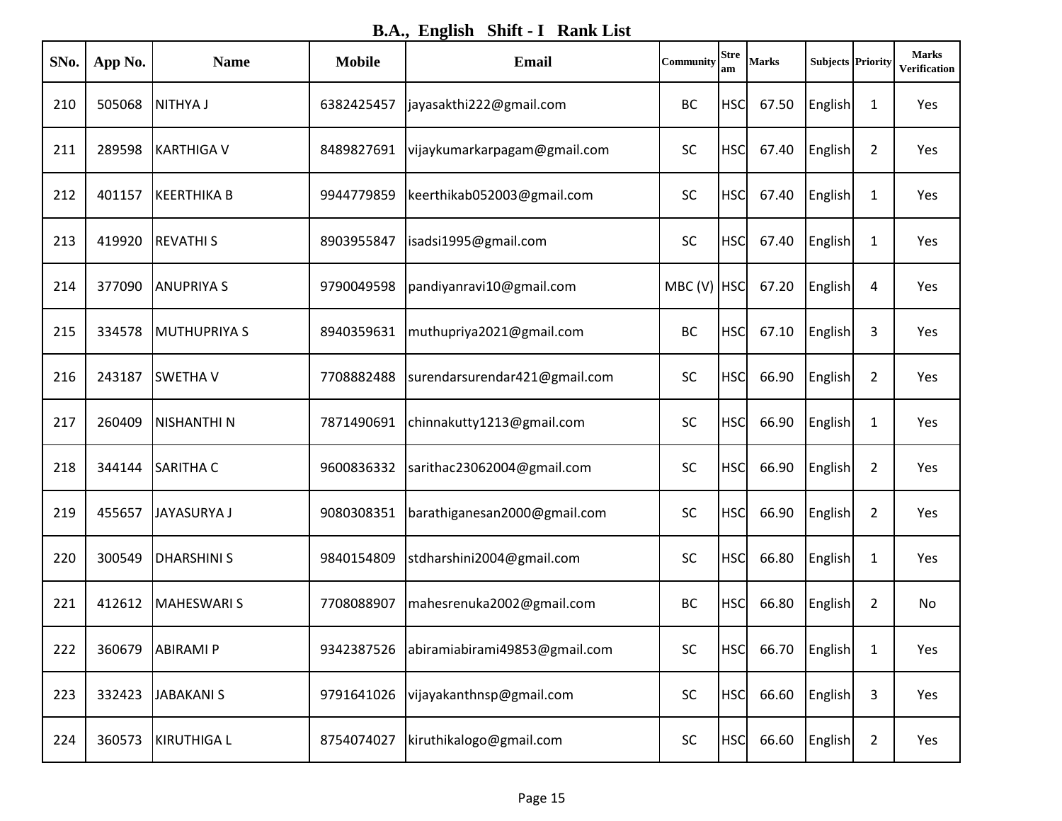## B.A., English Shift - I Rank List

| SNo. | App No. | Name | Mobile | Email | Community | Stream | Marks | Subjects | Priority | Marks Verification |
|---|---|---|---|---|---|---|---|---|---|---|
| 210 | 505068 | NITHYA J | 6382425457 | jayasakthi222@gmail.com | BC | HSC | 67.50 | English | 1 | Yes |
| 211 | 289598 | KARTHIGA V | 8489827691 | vijaykumarkarpagam@gmail.com | SC | HSC | 67.40 | English | 2 | Yes |
| 212 | 401157 | KEERTHIKA B | 9944779859 | keerthikab052003@gmail.com | SC | HSC | 67.40 | English | 1 | Yes |
| 213 | 419920 | REVATHI S | 8903955847 | isadsi1995@gmail.com | SC | HSC | 67.40 | English | 1 | Yes |
| 214 | 377090 | ANUPRIYA S | 9790049598 | pandiyanravi10@gmail.com | MBC (V) | HSC | 67.20 | English | 4 | Yes |
| 215 | 334578 | MUTHUPRIYA S | 8940359631 | muthupriya2021@gmail.com | BC | HSC | 67.10 | English | 3 | Yes |
| 216 | 243187 | SWETHA V | 7708882488 | surendarsurendar421@gmail.com | SC | HSC | 66.90 | English | 2 | Yes |
| 217 | 260409 | NISHANTHI N | 7871490691 | chinnakutty1213@gmail.com | SC | HSC | 66.90 | English | 1 | Yes |
| 218 | 344144 | SARITHA C | 9600836332 | sarithac23062004@gmail.com | SC | HSC | 66.90 | English | 2 | Yes |
| 219 | 455657 | JAYASURYA J | 9080308351 | barathiganesan2000@gmail.com | SC | HSC | 66.90 | English | 2 | Yes |
| 220 | 300549 | DHARSHINI S | 9840154809 | stdharshini2004@gmail.com | SC | HSC | 66.80 | English | 1 | Yes |
| 221 | 412612 | MAHESWARI S | 7708088907 | mahesrenuka2002@gmail.com | BC | HSC | 66.80 | English | 2 | No |
| 222 | 360679 | ABIRAMI P | 9342387526 | abiramiabirami49853@gmail.com | SC | HSC | 66.70 | English | 1 | Yes |
| 223 | 332423 | JABAKANI S | 9791641026 | vijayakanthnsp@gmail.com | SC | HSC | 66.60 | English | 3 | Yes |
| 224 | 360573 | KIRUTHIGA L | 8754074027 | kiruthikalogo@gmail.com | SC | HSC | 66.60 | English | 2 | Yes |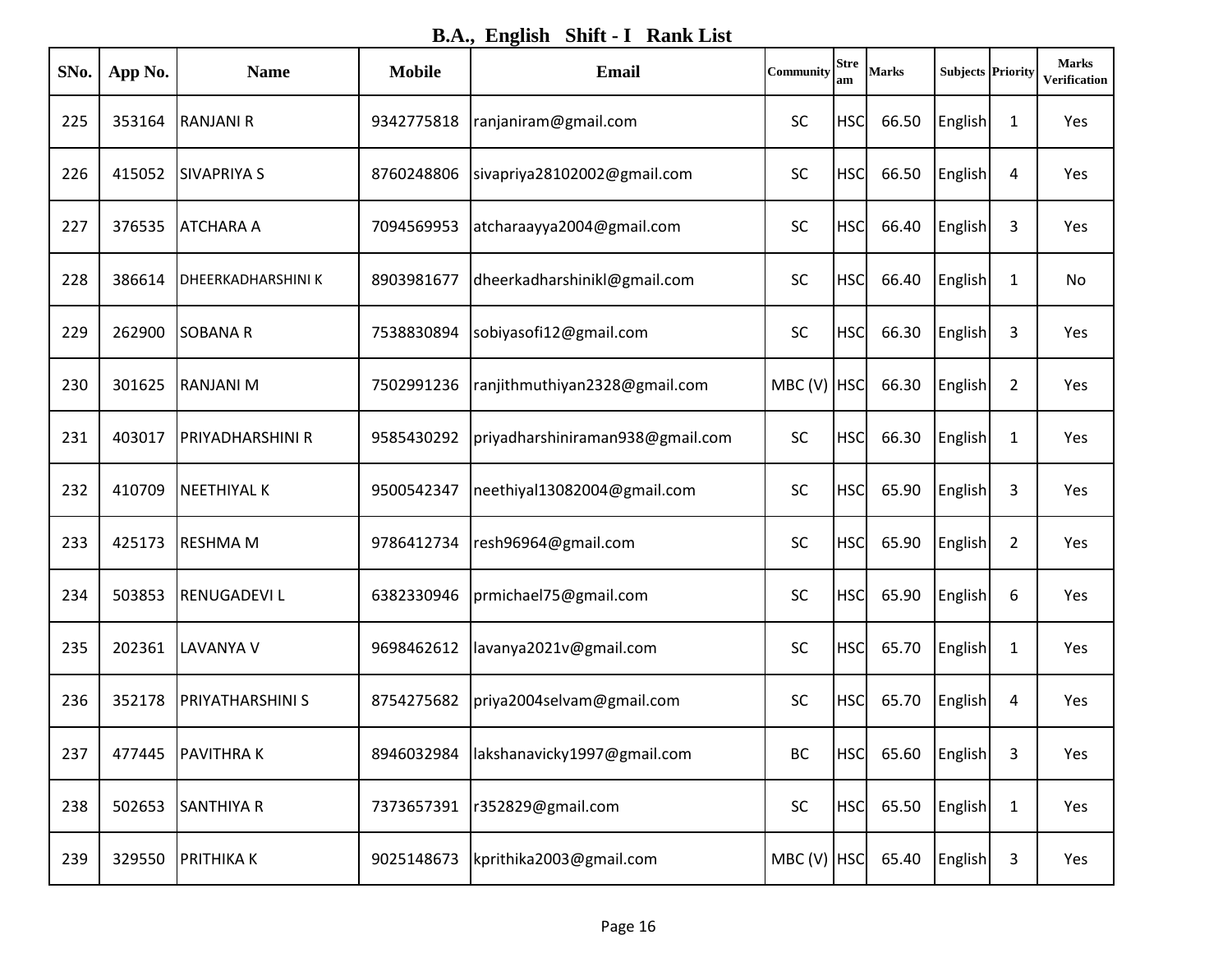# B.A., English Shift - I Rank List

| SNo. | App No. | Name | Mobile | Email | Community | Stream | Marks | Subjects | Priority | Marks Verification |
|---|---|---|---|---|---|---|---|---|---|---|
| 225 | 353164 | RANJANI R | 9342775818 | ranjaniram@gmail.com | SC | HSC | 66.50 | English | 1 | Yes |
| 226 | 415052 | SIVAPRIYA S | 8760248806 | sivapriya28102002@gmail.com | SC | HSC | 66.50 | English | 4 | Yes |
| 227 | 376535 | ATCHARA A | 7094569953 | atcharaayya2004@gmail.com | SC | HSC | 66.40 | English | 3 | Yes |
| 228 | 386614 | DHEERKADHARSHINI K | 8903981677 | dheerkadharshinikl@gmail.com | SC | HSC | 66.40 | English | 1 | No |
| 229 | 262900 | SOBANA R | 7538830894 | sobiyasofi12@gmail.com | SC | HSC | 66.30 | English | 3 | Yes |
| 230 | 301625 | RANJANI M | 7502991236 | ranjithmuthiyan2328@gmail.com | MBC (V) | HSC | 66.30 | English | 2 | Yes |
| 231 | 403017 | PRIYADHARSHINI R | 9585430292 | priyadharshiniraman938@gmail.com | SC | HSC | 66.30 | English | 1 | Yes |
| 232 | 410709 | NEETHIYAL K | 9500542347 | neethiyal13082004@gmail.com | SC | HSC | 65.90 | English | 3 | Yes |
| 233 | 425173 | RESHMA M | 9786412734 | resh96964@gmail.com | SC | HSC | 65.90 | English | 2 | Yes |
| 234 | 503853 | RENUGADEVI L | 6382330946 | prmichael75@gmail.com | SC | HSC | 65.90 | English | 6 | Yes |
| 235 | 202361 | LAVANYA V | 9698462612 | lavanya2021v@gmail.com | SC | HSC | 65.70 | English | 1 | Yes |
| 236 | 352178 | PRIYATHARSHINI S | 8754275682 | priya2004selvam@gmail.com | SC | HSC | 65.70 | English | 4 | Yes |
| 237 | 477445 | PAVITHRA K | 8946032984 | lakshanavicky1997@gmail.com | BC | HSC | 65.60 | English | 3 | Yes |
| 238 | 502653 | SANTHIYA R | 7373657391 | r352829@gmail.com | SC | HSC | 65.50 | English | 1 | Yes |
| 239 | 329550 | PRITHIKA K | 9025148673 | kprithika2003@gmail.com | MBC (V) | HSC | 65.40 | English | 3 | Yes |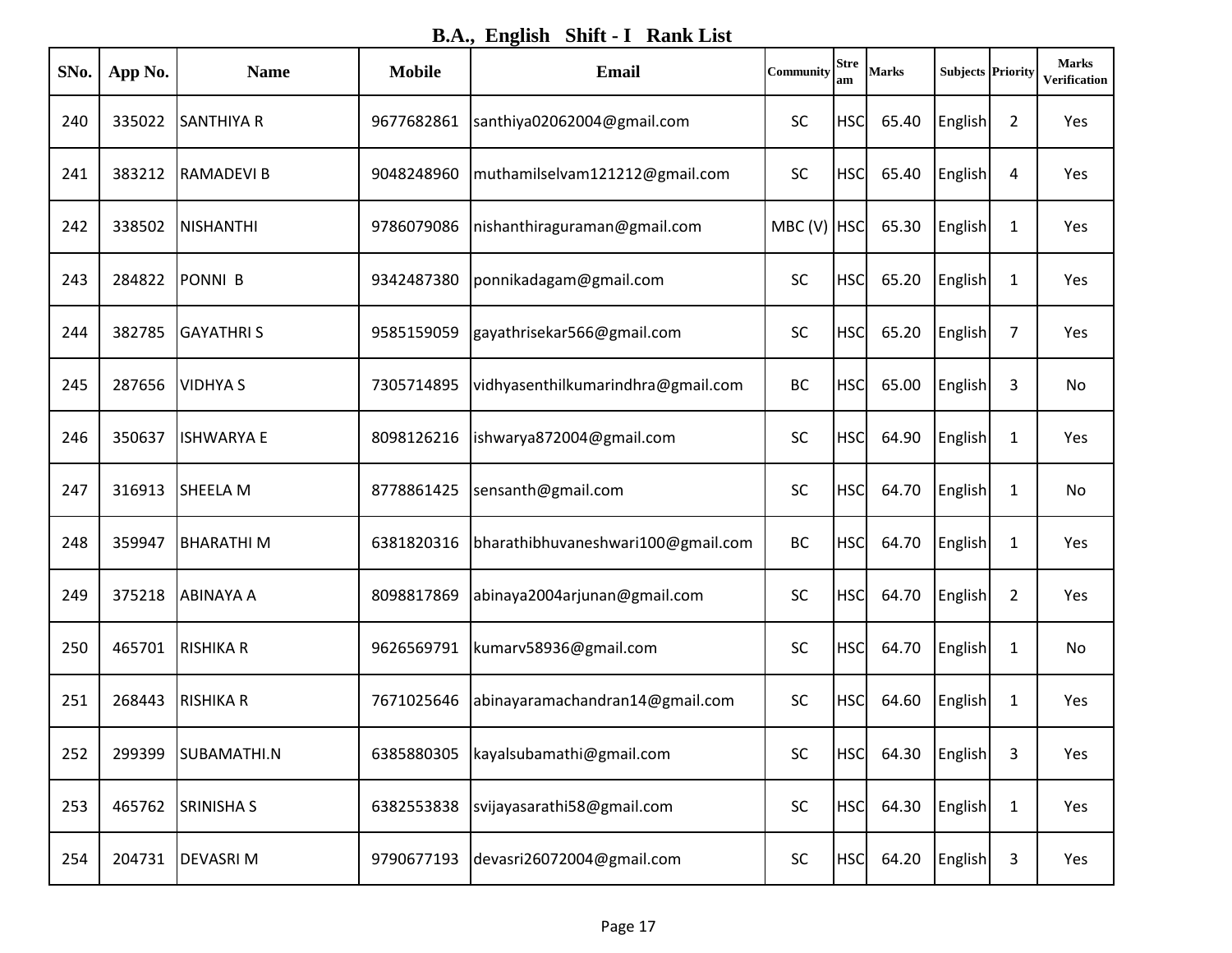# B.A., English Shift - I Rank List

| SNo. | App No. | Name | Mobile | Email | Community | Stream | Marks | Subjects | Priority | Marks Verification |
|---|---|---|---|---|---|---|---|---|---|---|
| 240 | 335022 | SANTHIYA R | 9677682861 | santhiya02062004@gmail.com | SC | HSC | 65.40 | English | 2 | Yes |
| 241 | 383212 | RAMADEVI B | 9048248960 | muthamilselvam121212@gmail.com | SC | HSC | 65.40 | English | 4 | Yes |
| 242 | 338502 | NISHANTHI | 9786079086 | nishanthiraguraman@gmail.com | MBC (V) | HSC | 65.30 | English | 1 | Yes |
| 243 | 284822 | PONNI B | 9342487380 | ponnikadagam@gmail.com | SC | HSC | 65.20 | English | 1 | Yes |
| 244 | 382785 | GAYATHRI S | 9585159059 | gayathrisekar566@gmail.com | SC | HSC | 65.20 | English | 7 | Yes |
| 245 | 287656 | VIDHYA S | 7305714895 | vidhyasenthilkumarindhra@gmail.com | BC | HSC | 65.00 | English | 3 | No |
| 246 | 350637 | ISHWARYA E | 8098126216 | ishwarya872004@gmail.com | SC | HSC | 64.90 | English | 1 | Yes |
| 247 | 316913 | SHEELA M | 8778861425 | sensanth@gmail.com | SC | HSC | 64.70 | English | 1 | No |
| 248 | 359947 | BHARATHI M | 6381820316 | bharathibhuvaneshwari100@gmail.com | BC | HSC | 64.70 | English | 1 | Yes |
| 249 | 375218 | ABINAYA A | 8098817869 | abinaya2004arjunan@gmail.com | SC | HSC | 64.70 | English | 2 | Yes |
| 250 | 465701 | RISHIKA R | 9626569791 | kumarv58936@gmail.com | SC | HSC | 64.70 | English | 1 | No |
| 251 | 268443 | RISHIKA R | 7671025646 | abinayaramachandran14@gmail.com | SC | HSC | 64.60 | English | 1 | Yes |
| 252 | 299399 | SUBAMATHI.N | 6385880305 | kayalsubamathi@gmail.com | SC | HSC | 64.30 | English | 3 | Yes |
| 253 | 465762 | SRINISHA S | 6382553838 | svijayasarathi58@gmail.com | SC | HSC | 64.30 | English | 1 | Yes |
| 254 | 204731 | DEVASRI M | 9790677193 | devasri26072004@gmail.com | SC | HSC | 64.20 | English | 3 | Yes |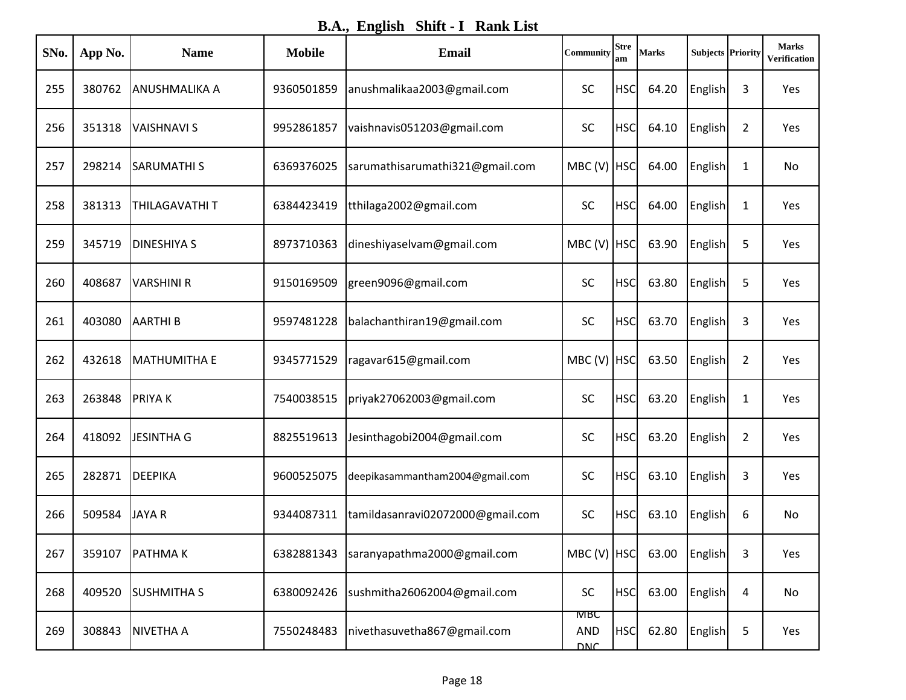# B.A., English Shift - I Rank List

| SNo. | App No. | Name | Mobile | Email | Community | Stream | Marks | Subjects | Priority | Marks Verification |
|---|---|---|---|---|---|---|---|---|---|---|
| 255 | 380762 | ANUSHMALIKA A | 9360501859 | anushmalikaa2003@gmail.com | SC | HSC | 64.20 | English | 3 | Yes |
| 256 | 351318 | VAISHNAVI S | 9952861857 | vaishnavis051203@gmail.com | SC | HSC | 64.10 | English | 2 | Yes |
| 257 | 298214 | SARUMATHI S | 6369376025 | sarumathisarumathi321@gmail.com | MBC (V) | HSC | 64.00 | English | 1 | No |
| 258 | 381313 | THILAGAVATHI T | 6384423419 | tthilaga2002@gmail.com | SC | HSC | 64.00 | English | 1 | Yes |
| 259 | 345719 | DINESHIYA S | 8973710363 | dineshiyaselvam@gmail.com | MBC (V) | HSC | 63.90 | English | 5 | Yes |
| 260 | 408687 | VARSHINI R | 9150169509 | green9096@gmail.com | SC | HSC | 63.80 | English | 5 | Yes |
| 261 | 403080 | AARTHI B | 9597481228 | balachanthiran19@gmail.com | SC | HSC | 63.70 | English | 3 | Yes |
| 262 | 432618 | MATHUMITHA E | 9345771529 | ragavar615@gmail.com | MBC (V) | HSC | 63.50 | English | 2 | Yes |
| 263 | 263848 | PRIYA K | 7540038515 | priyak27062003@gmail.com | SC | HSC | 63.20 | English | 1 | Yes |
| 264 | 418092 | JESINTHA G | 8825519613 | Jesinthagobi2004@gmail.com | SC | HSC | 63.20 | English | 2 | Yes |
| 265 | 282871 | DEEPIKA | 9600525075 | deepikasammantham2004@gmail.com | SC | HSC | 63.10 | English | 3 | Yes |
| 266 | 509584 | JAYA R | 9344087311 | tamildasanravi02072000@gmail.com | SC | HSC | 63.10 | English | 6 | No |
| 267 | 359107 | PATHMA K | 6382881343 | saranyapathma2000@gmail.com | MBC (V) | HSC | 63.00 | English | 3 | Yes |
| 268 | 409520 | SUSHMITHA S | 6380092426 | sushmitha26062004@gmail.com | SC | HSC | 63.00 | English | 4 | No |
| 269 | 308843 | NIVETHA A | 7550248483 | nivethasuvetha867@gmail.com | MBC AND DNC | HSC | 62.80 | English | 5 | Yes |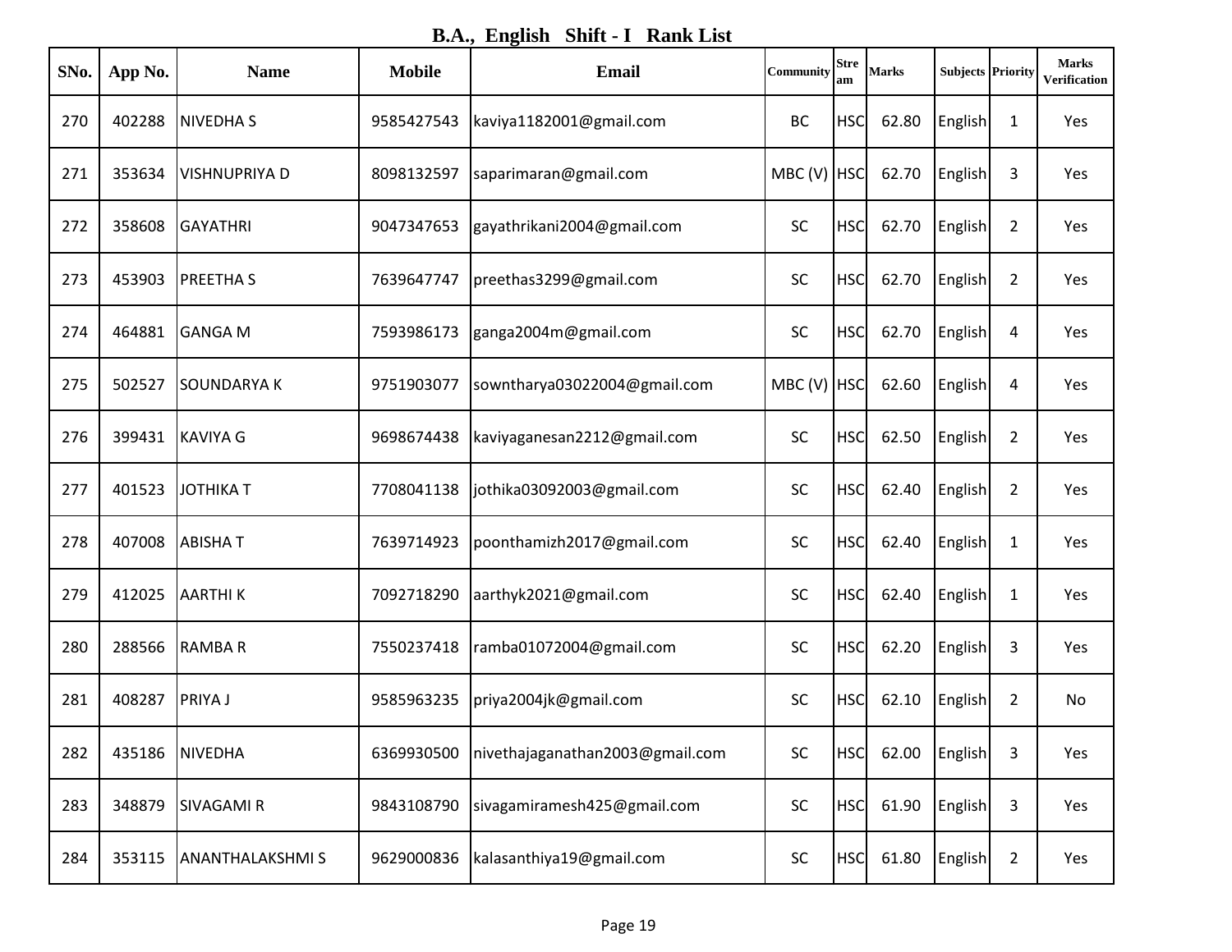## B.A., English Shift - I Rank List

| SNo. | App No. | Name | Mobile | Email | Community | Stream | Marks | Subjects | Priority | Marks Verification |
|---|---|---|---|---|---|---|---|---|---|---|
| 270 | 402288 | NIVEDHA S | 9585427543 | kaviya1182001@gmail.com | BC | HSC | 62.80 | English | 1 | Yes |
| 271 | 353634 | VISHNUPRIYA D | 8098132597 | saparimaran@gmail.com | MBC (V) | HSC | 62.70 | English | 3 | Yes |
| 272 | 358608 | GAYATHRI | 9047347653 | gayathrikani2004@gmail.com | SC | HSC | 62.70 | English | 2 | Yes |
| 273 | 453903 | PREETHA S | 7639647747 | preethas3299@gmail.com | SC | HSC | 62.70 | English | 2 | Yes |
| 274 | 464881 | GANGA M | 7593986173 | ganga2004m@gmail.com | SC | HSC | 62.70 | English | 4 | Yes |
| 275 | 502527 | SOUNDARYA K | 9751903077 | sowntharya03022004@gmail.com | MBC (V) | HSC | 62.60 | English | 4 | Yes |
| 276 | 399431 | KAVIYA G | 9698674438 | kaviyaganesan2212@gmail.com | SC | HSC | 62.50 | English | 2 | Yes |
| 277 | 401523 | JOTHIKA T | 7708041138 | jothika03092003@gmail.com | SC | HSC | 62.40 | English | 2 | Yes |
| 278 | 407008 | ABISHA T | 7639714923 | poonthamizh2017@gmail.com | SC | HSC | 62.40 | English | 1 | Yes |
| 279 | 412025 | AARTHI K | 7092718290 | aarthyk2021@gmail.com | SC | HSC | 62.40 | English | 1 | Yes |
| 280 | 288566 | RAMBA R | 7550237418 | ramba01072004@gmail.com | SC | HSC | 62.20 | English | 3 | Yes |
| 281 | 408287 | PRIYA J | 9585963235 | priya2004jk@gmail.com | SC | HSC | 62.10 | English | 2 | No |
| 282 | 435186 | NIVEDHA | 6369930500 | nivethajaganathan2003@gmail.com | SC | HSC | 62.00 | English | 3 | Yes |
| 283 | 348879 | SIVAGAMI R | 9843108790 | sivagamiramesh425@gmail.com | SC | HSC | 61.90 | English | 3 | Yes |
| 284 | 353115 | ANANTHALAKSHMI S | 9629000836 | kalasanthiya19@gmail.com | SC | HSC | 61.80 | English | 2 | Yes |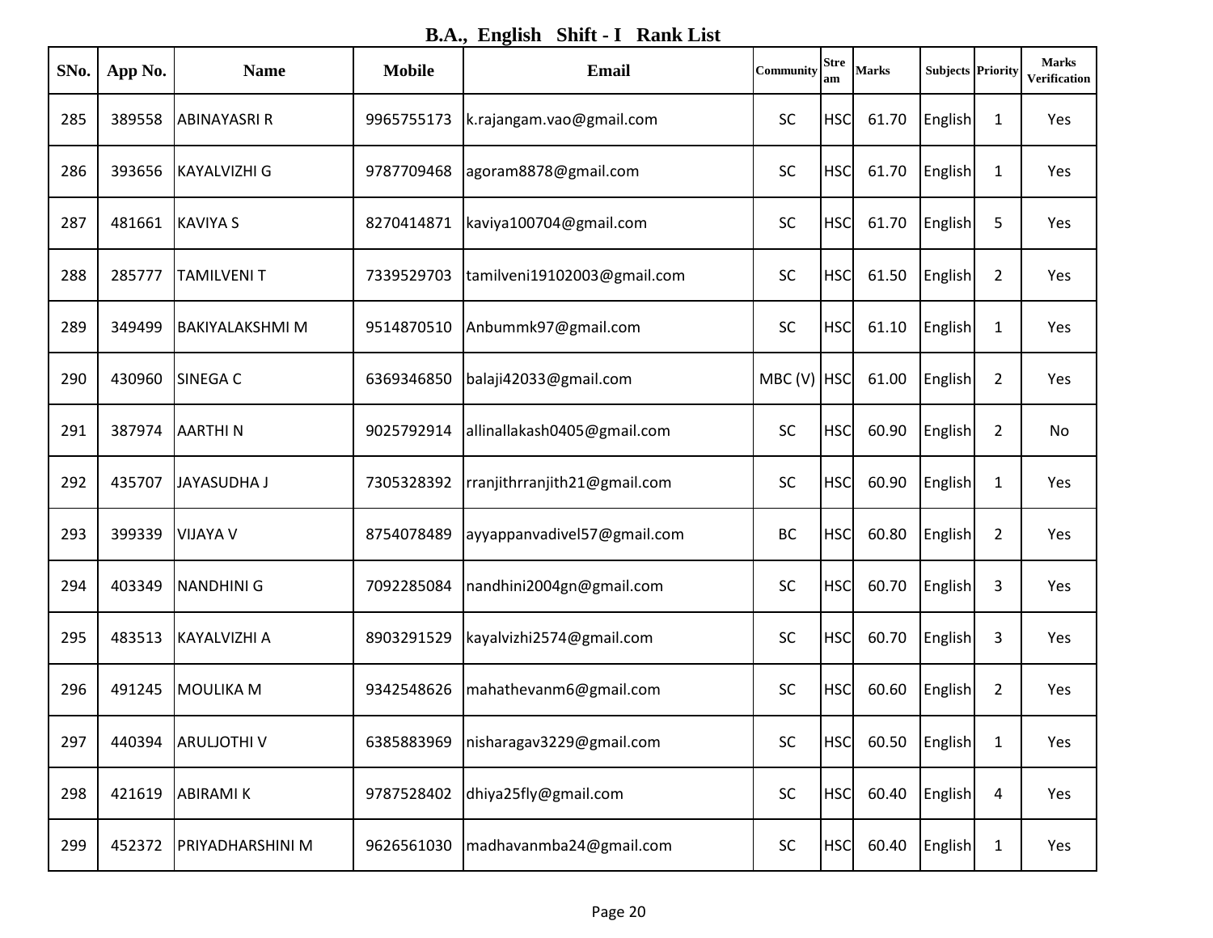## B.A., English Shift - I Rank List

| SNo. | App No. | Name | Mobile | Email | Community | Stream | Marks | Subjects | Priority | Marks Verification |
|---|---|---|---|---|---|---|---|---|---|---|
| 285 | 389558 | ABINAYASRI R | 9965755173 | k.rajangam.vao@gmail.com | SC | HSC | 61.70 | English | 1 | Yes |
| 286 | 393656 | KAYALVIZHI G | 9787709468 | agoram8878@gmail.com | SC | HSC | 61.70 | English | 1 | Yes |
| 287 | 481661 | KAVIYA S | 8270414871 | kaviya100704@gmail.com | SC | HSC | 61.70 | English | 5 | Yes |
| 288 | 285777 | TAMILVENI T | 7339529703 | tamilveni19102003@gmail.com | SC | HSC | 61.50 | English | 2 | Yes |
| 289 | 349499 | BAKIYALAKSHMI M | 9514870510 | Anbummk97@gmail.com | SC | HSC | 61.10 | English | 1 | Yes |
| 290 | 430960 | SINEGA C | 6369346850 | balaji42033@gmail.com | MBC (V) | HSC | 61.00 | English | 2 | Yes |
| 291 | 387974 | AARTHI N | 9025792914 | allinallakash0405@gmail.com | SC | HSC | 60.90 | English | 2 | No |
| 292 | 435707 | JAYASUDHA J | 7305328392 | rranjithrranjith21@gmail.com | SC | HSC | 60.90 | English | 1 | Yes |
| 293 | 399339 | VIJAYA V | 8754078489 | ayyappanvadivel57@gmail.com | BC | HSC | 60.80 | English | 2 | Yes |
| 294 | 403349 | NANDHINI G | 7092285084 | nandhini2004gn@gmail.com | SC | HSC | 60.70 | English | 3 | Yes |
| 295 | 483513 | KAYALVIZHI A | 8903291529 | kayalvizhi2574@gmail.com | SC | HSC | 60.70 | English | 3 | Yes |
| 296 | 491245 | MOULIKA M | 9342548626 | mahathevanm6@gmail.com | SC | HSC | 60.60 | English | 2 | Yes |
| 297 | 440394 | ARULJOTHI V | 6385883969 | nisharagav3229@gmail.com | SC | HSC | 60.50 | English | 1 | Yes |
| 298 | 421619 | ABIRAMI K | 9787528402 | dhiya25fly@gmail.com | SC | HSC | 60.40 | English | 4 | Yes |
| 299 | 452372 | PRIYADHARSHINI M | 9626561030 | madhavanmba24@gmail.com | SC | HSC | 60.40 | English | 1 | Yes |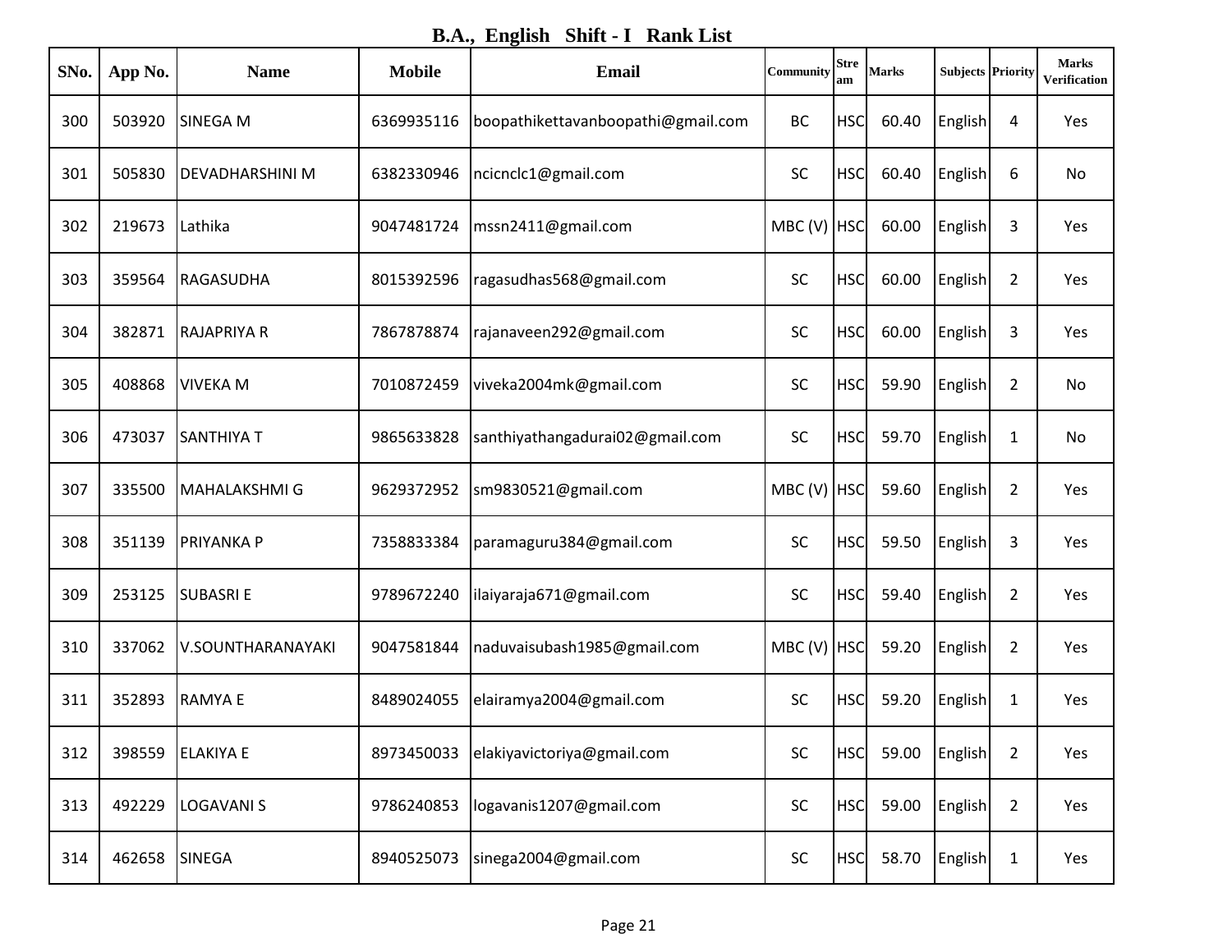## B.A., English Shift - I Rank List

| SNo. | App No. | Name | Mobile | Email | Community | Stream | Marks | Subjects | Priority | Marks Verification |
|---|---|---|---|---|---|---|---|---|---|---|
| 300 | 503920 | SINEGA M | 6369935116 | boopathikettavanboopathi@gmail.com | BC | HSC | 60.40 | English | 4 | Yes |
| 301 | 505830 | DEVADHARSHINI M | 6382330946 | ncicnclc1@gmail.com | SC | HSC | 60.40 | English | 6 | No |
| 302 | 219673 | Lathika | 9047481724 | mssn2411@gmail.com | MBC (V) | HSC | 60.00 | English | 3 | Yes |
| 303 | 359564 | RAGASUDHA | 8015392596 | ragasudhas568@gmail.com | SC | HSC | 60.00 | English | 2 | Yes |
| 304 | 382871 | RAJAPRIYA R | 7867878874 | rajanaveen292@gmail.com | SC | HSC | 60.00 | English | 3 | Yes |
| 305 | 408868 | VIVEKA M | 7010872459 | viveka2004mk@gmail.com | SC | HSC | 59.90 | English | 2 | No |
| 306 | 473037 | SANTHIYA T | 9865633828 | santhiyathangadurai02@gmail.com | SC | HSC | 59.70 | English | 1 | No |
| 307 | 335500 | MAHALAKSHMI G | 9629372952 | sm9830521@gmail.com | MBC (V) | HSC | 59.60 | English | 2 | Yes |
| 308 | 351139 | PRIYANKA P | 7358833384 | paramaguru384@gmail.com | SC | HSC | 59.50 | English | 3 | Yes |
| 309 | 253125 | SUBASRI E | 9789672240 | ilaiyaraja671@gmail.com | SC | HSC | 59.40 | English | 2 | Yes |
| 310 | 337062 | V.SOUNTHARANAYAKI | 9047581844 | naduvaisubash1985@gmail.com | MBC (V) | HSC | 59.20 | English | 2 | Yes |
| 311 | 352893 | RAMYA E | 8489024055 | elairamya2004@gmail.com | SC | HSC | 59.20 | English | 1 | Yes |
| 312 | 398559 | ELAKIYA E | 8973450033 | elakiyavictoriya@gmail.com | SC | HSC | 59.00 | English | 2 | Yes |
| 313 | 492229 | LOGAVANI S | 9786240853 | logavanis1207@gmail.com | SC | HSC | 59.00 | English | 2 | Yes |
| 314 | 462658 | SINEGA | 8940525073 | sinega2004@gmail.com | SC | HSC | 58.70 | English | 1 | Yes |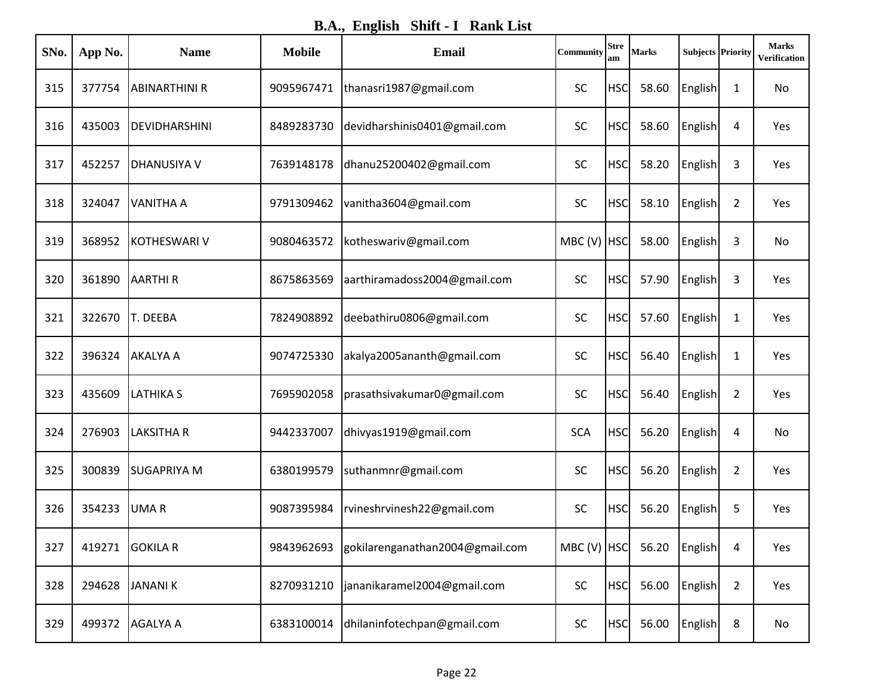## B.A., English Shift - I Rank List

| SNo. | App No. | Name | Mobile | Email | Community | Stream | Marks | Subjects | Priority | Marks Verification |
|---|---|---|---|---|---|---|---|---|---|---|
| 315 | 377754 | ABINARTHINI R | 9095967471 | thanasri1987@gmail.com | SC | HSC | 58.60 | English | 1 | No |
| 316 | 435003 | DEVIDHARSHINI | 8489283730 | devidharshinis0401@gmail.com | SC | HSC | 58.60 | English | 4 | Yes |
| 317 | 452257 | DHANUSIYA V | 7639148178 | dhanu25200402@gmail.com | SC | HSC | 58.20 | English | 3 | Yes |
| 318 | 324047 | VANITHA A | 9791309462 | vanitha3604@gmail.com | SC | HSC | 58.10 | English | 2 | Yes |
| 319 | 368952 | KOTHESWARI V | 9080463572 | kotheswariv@gmail.com | MBC (V) | HSC | 58.00 | English | 3 | No |
| 320 | 361890 | AARTHI R | 8675863569 | aarthiramadoss2004@gmail.com | SC | HSC | 57.90 | English | 3 | Yes |
| 321 | 322670 | T. DEEBA | 7824908892 | deebathiru0806@gmail.com | SC | HSC | 57.60 | English | 1 | Yes |
| 322 | 396324 | AKALYA A | 9074725330 | akalya2005ananth@gmail.com | SC | HSC | 56.40 | English | 1 | Yes |
| 323 | 435609 | LATHIKA S | 7695902058 | prasathsivakumar0@gmail.com | SC | HSC | 56.40 | English | 2 | Yes |
| 324 | 276903 | LAKSITHA R | 9442337007 | dhivyas1919@gmail.com | SCA | HSC | 56.20 | English | 4 | No |
| 325 | 300839 | SUGAPRIYA M | 6380199579 | suthanmnr@gmail.com | SC | HSC | 56.20 | English | 2 | Yes |
| 326 | 354233 | UMA R | 9087395984 | rvineshrvinesh22@gmail.com | SC | HSC | 56.20 | English | 5 | Yes |
| 327 | 419271 | GOKILA R | 9843962693 | gokilarenganathan2004@gmail.com | MBC (V) | HSC | 56.20 | English | 4 | Yes |
| 328 | 294628 | JANANI K | 8270931210 | jananikaramel2004@gmail.com | SC | HSC | 56.00 | English | 2 | Yes |
| 329 | 499372 | AGALYA A | 6383100014 | dhilaninfotechpan@gmail.com | SC | HSC | 56.00 | English | 8 | No |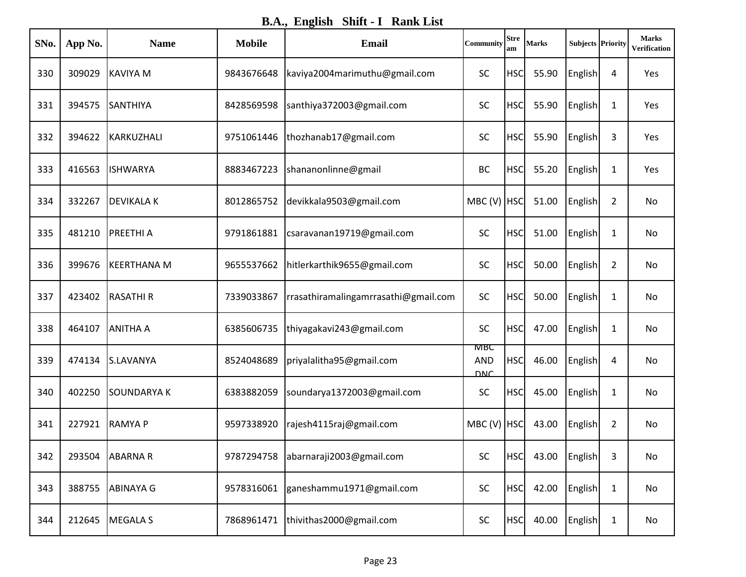# B.A., English Shift - I Rank List

| SNo. | App No. | Name | Mobile | Email | Community | Stream | Marks | Subjects | Priority | Marks Verification |
|---|---|---|---|---|---|---|---|---|---|---|
| 330 | 309029 | KAVIYA M | 9843676648 | kaviya2004marimuthu@gmail.com | SC | HSC | 55.90 | English | 4 | Yes |
| 331 | 394575 | SANTHIYA | 8428569598 | santhiya372003@gmail.com | SC | HSC | 55.90 | English | 1 | Yes |
| 332 | 394622 | KARKUZHALI | 9751061446 | thozhanab17@gmail.com | SC | HSC | 55.90 | English | 3 | Yes |
| 333 | 416563 | ISHWARYA | 8883467223 | shananonlinne@gmail | BC | HSC | 55.20 | English | 1 | Yes |
| 334 | 332267 | DEVIKALA K | 8012865752 | devikkala9503@gmail.com | MBC (V) | HSC | 51.00 | English | 2 | No |
| 335 | 481210 | PREETHI A | 9791861881 | csaravanan19719@gmail.com | SC | HSC | 51.00 | English | 1 | No |
| 336 | 399676 | KEERTHANA M | 9655537662 | hitlerkarthik9655@gmail.com | SC | HSC | 50.00 | English | 2 | No |
| 337 | 423402 | RASATHI R | 7339033867 | rrasathiramalingamrrasathi@gmail.com | SC | HSC | 50.00 | English | 1 | No |
| 338 | 464107 | ANITHA A | 6385606735 | thiyagakavi243@gmail.com | SC | HSC | 47.00 | English | 1 | No |
| 339 | 474134 | S.LAVANYA | 8524048689 | priyalalitha95@gmail.com | MBC AND DNC | HSC | 46.00 | English | 4 | No |
| 340 | 402250 | SOUNDARYA K | 6383882059 | soundarya1372003@gmail.com | SC | HSC | 45.00 | English | 1 | No |
| 341 | 227921 | RAMYA P | 9597338920 | rajesh4115raj@gmail.com | MBC (V) | HSC | 43.00 | English | 2 | No |
| 342 | 293504 | ABARNA R | 9787294758 | abarnaraji2003@gmail.com | SC | HSC | 43.00 | English | 3 | No |
| 343 | 388755 | ABINAYA G | 9578316061 | ganeshammu1971@gmail.com | SC | HSC | 42.00 | English | 1 | No |
| 344 | 212645 | MEGALA S | 7868961471 | thivithas2000@gmail.com | SC | HSC | 40.00 | English | 1 | No |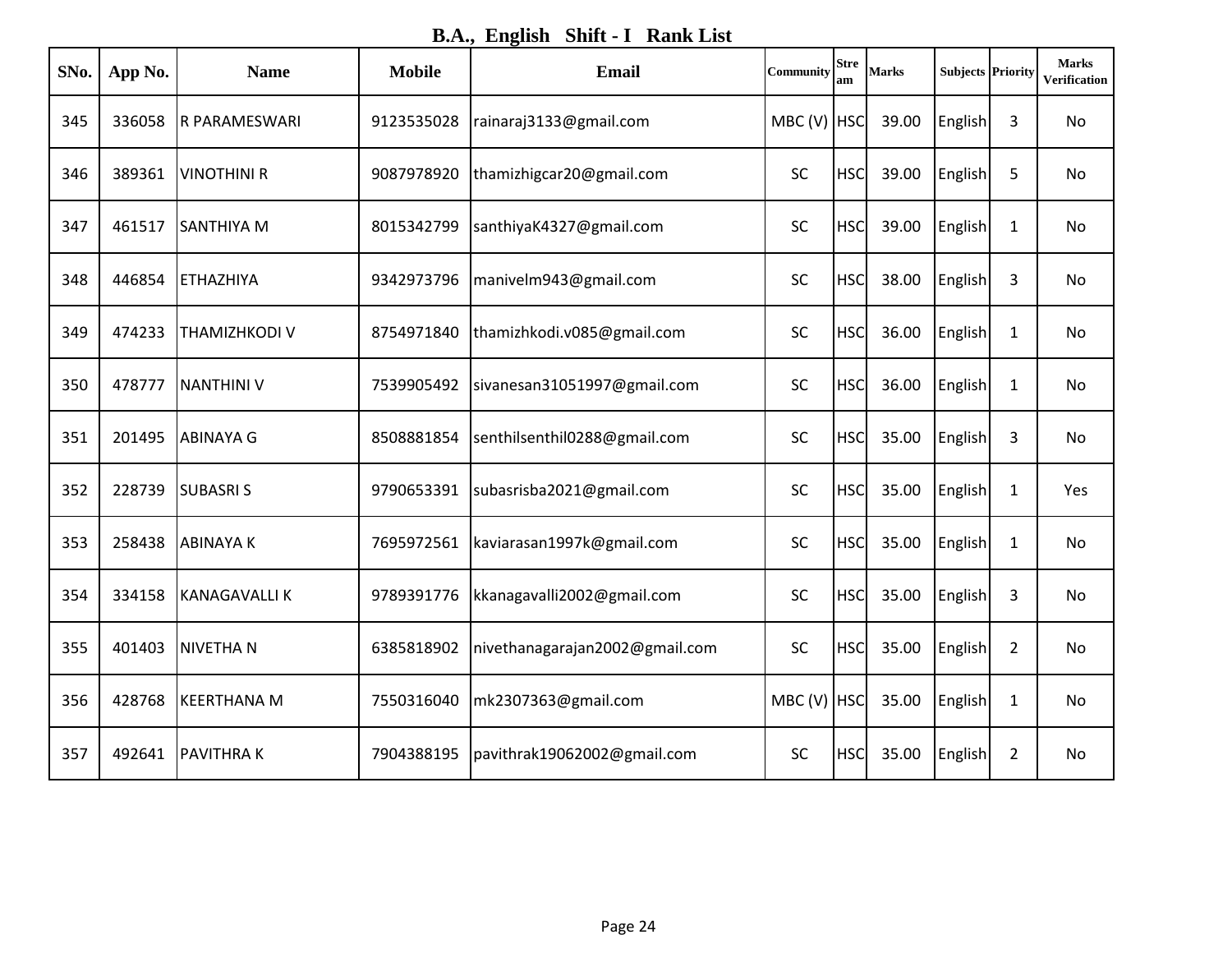# B.A., English Shift - I Rank List

| SNo. | App No. | Name | Mobile | Email | Community | Stream | Marks | Subjects | Priority | Marks Verification |
|---|---|---|---|---|---|---|---|---|---|---|
| 345 | 336058 | R PARAMESWARI | 9123535028 | rainaraj3133@gmail.com | MBC (V) | HSC | 39.00 | English | 3 | No |
| 346 | 389361 | VINOTHINI R | 9087978920 | thamizhigcar20@gmail.com | SC | HSC | 39.00 | English | 5 | No |
| 347 | 461517 | SANTHIYA M | 8015342799 | santhiyaK4327@gmail.com | SC | HSC | 39.00 | English | 1 | No |
| 348 | 446854 | ETHAZHIYA | 9342973796 | manivelm943@gmail.com | SC | HSC | 38.00 | English | 3 | No |
| 349 | 474233 | THAMIZHKODI V | 8754971840 | thamizhkodi.v085@gmail.com | SC | HSC | 36.00 | English | 1 | No |
| 350 | 478777 | NANTHINI V | 7539905492 | sivanesan31051997@gmail.com | SC | HSC | 36.00 | English | 1 | No |
| 351 | 201495 | ABINAYA G | 8508881854 | senthilsenthil0288@gmail.com | SC | HSC | 35.00 | English | 3 | No |
| 352 | 228739 | SUBASRI S | 9790653391 | subasrisba2021@gmail.com | SC | HSC | 35.00 | English | 1 | Yes |
| 353 | 258438 | ABINAYA K | 7695972561 | kaviarasan1997k@gmail.com | SC | HSC | 35.00 | English | 1 | No |
| 354 | 334158 | KANAGAVALLI K | 9789391776 | kkanagavalli2002@gmail.com | SC | HSC | 35.00 | English | 3 | No |
| 355 | 401403 | NIVETHA N | 6385818902 | nivethanagarajan2002@gmail.com | SC | HSC | 35.00 | English | 2 | No |
| 356 | 428768 | KEERTHANA M | 7550316040 | mk2307363@gmail.com | MBC (V) | HSC | 35.00 | English | 1 | No |
| 357 | 492641 | PAVITHRA K | 7904388195 | pavithrak19062002@gmail.com | SC | HSC | 35.00 | English | 2 | No |